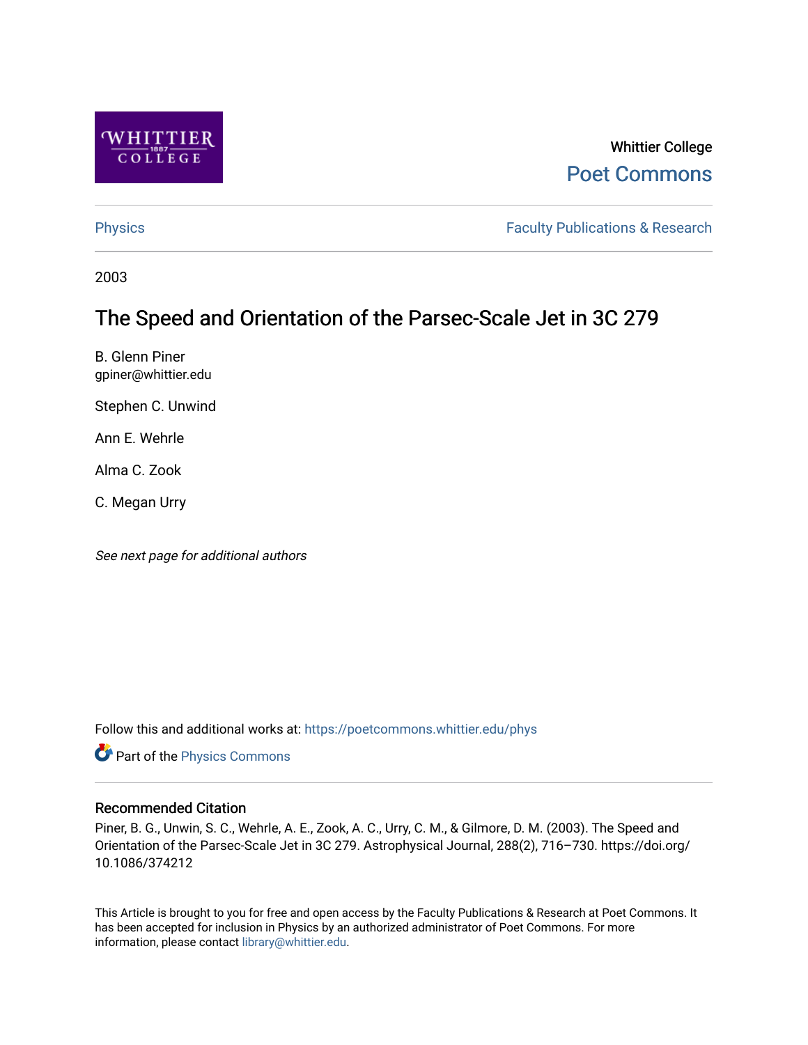Whittier College

Poet Commons

Physics

Faculty Publications & Research

2003

# The Speed and Orientation of the Parsec-Scale Jet in 3C 279

B. Glenn Piner
gpiner@whittier.edu

Stephen C. Unwind

Ann E. Wehrle

Alma C. Zook

C. Megan Urry

*See next page for additional authors*

Follow this and additional works at: https://poetcommons.whittier.edu/phys

Part of the Physics Commons

## Recommended Citation

Piner, B. G., Unwin, S. C., Wehrle, A. E., Zook, A. C., Urry, C. M., & Gilmore, D. M. (2003). The Speed and Orientation of the Parsec-Scale Jet in 3C 279. Astrophysical Journal, 288(2), 716–730. https://doi.org/10.1086/374212

This Article is brought to you for free and open access by the Faculty Publications & Research at Poet Commons. It has been accepted for inclusion in Physics by an authorized administrator of Poet Commons. For more information, please contact library@whittier.edu.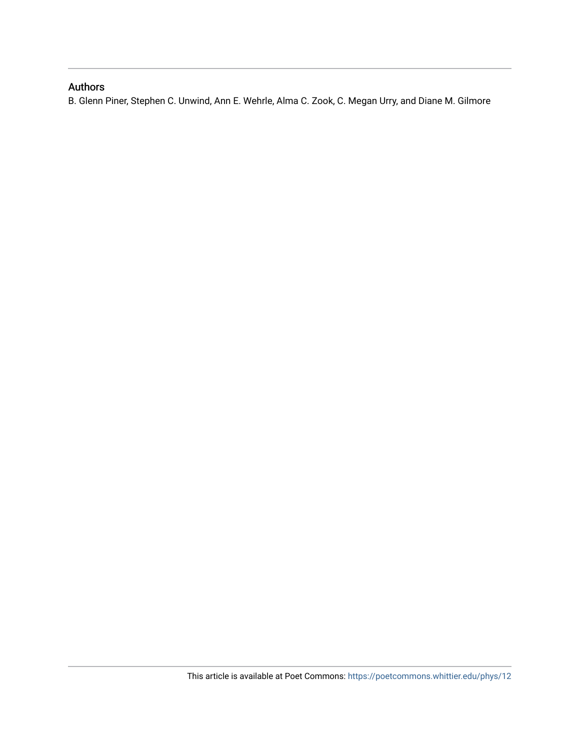## Authors

B. Glenn Piner, Stephen C. Unwind, Ann E. Wehrle, Alma C. Zook, C. Megan Urry, and Diane M. Gilmore

This article is available at Poet Commons: https://poetcommons.whittier.edu/phys/12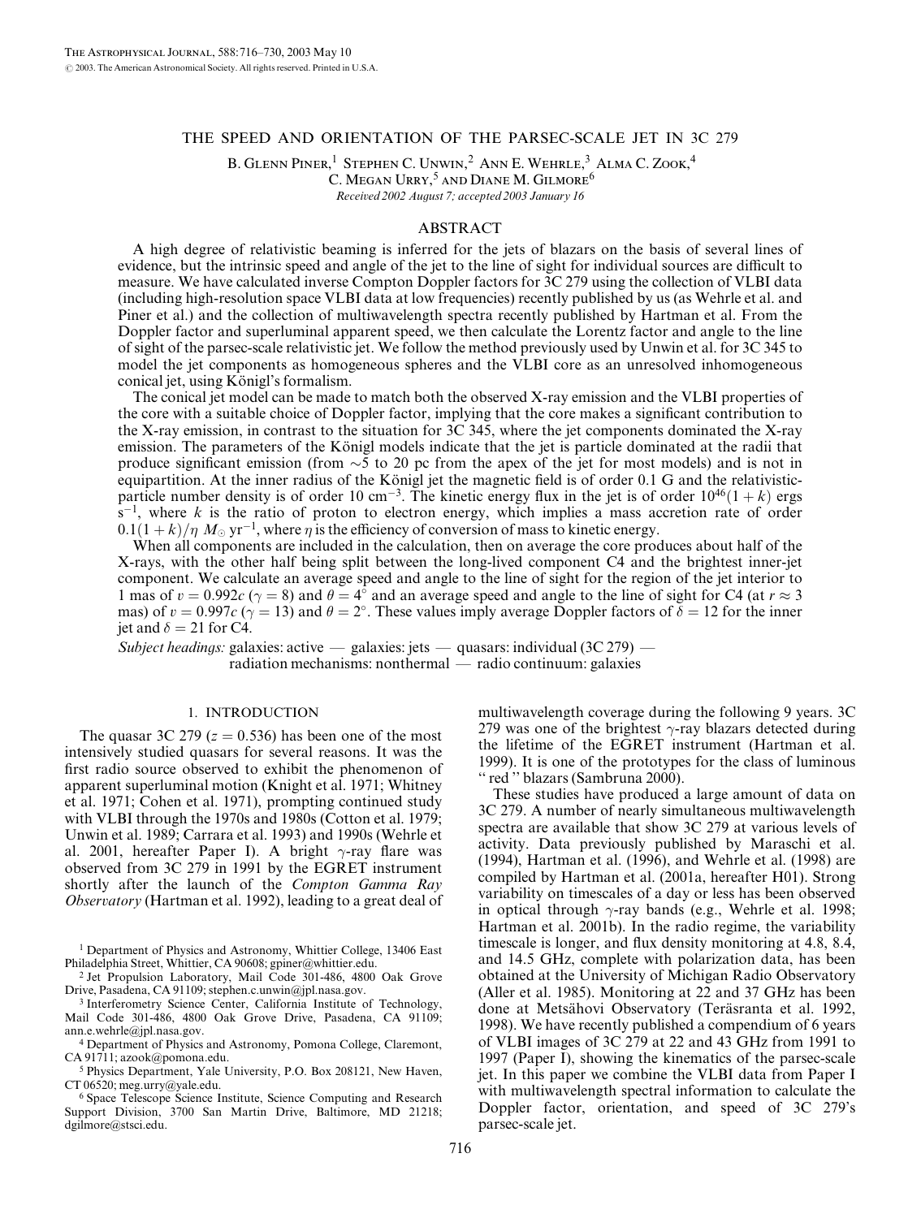# THE SPEED AND ORIENTATION OF THE PARSEC-SCALE JET IN 3C 279

B. Glenn Piner,[1] Stephen C. Unwin,[2] Ann E. Wehrle,[3] Alma C. Zook,[4] C. Megan Urry,[5] and Diane M. Gilmore[6]

*Received 2002 August 7; accepted 2003 January 16*

## ABSTRACT

A high degree of relativistic beaming is inferred for the jets of blazars on the basis of several lines of evidence, but the intrinsic speed and angle of the jet to the line of sight for individual sources are difficult to measure. We have calculated inverse Compton Doppler factors for 3C 279 using the collection of VLBI data (including high-resolution space VLBI data at low frequencies) recently published by us (as Wehrle et al. and Piner et al.) and the collection of multiwavelength spectra recently published by Hartman et al. From the Doppler factor and superluminal apparent speed, we then calculate the Lorentz factor and angle to the line of sight of the parsec-scale relativistic jet. We follow the method previously used by Unwin et al. for 3C 345 to model the jet components as homogeneous spheres and the VLBI core as an unresolved inhomogeneous conical jet, using Königl's formalism.

The conical jet model can be made to match both the observed X-ray emission and the VLBI properties of the core with a suitable choice of Doppler factor, implying that the core makes a significant contribution to the X-ray emission, in contrast to the situation for 3C 345, where the jet components dominated the X-ray emission. The parameters of the Königl models indicate that the jet is particle dominated at the radii that produce significant emission (from $\sim$5 to 20 pc from the apex of the jet for most models) and is not in equipartition. At the inner radius of the Königl jet the magnetic field is of order 0.1 G and the relativistic-particle number density is of order 10 cm$^{-3}$. The kinetic energy flux in the jet is of order $10^{46}(1+k)$ ergs s$^{-1}$, where $k$ is the ratio of proton to electron energy, which implies a mass accretion rate of order $0.1(1+k)/\eta$ $M_\odot$ yr$^{-1}$, where $\eta$ is the efficiency of conversion of mass to kinetic energy.

When all components are included in the calculation, then on average the core produces about half of the X-rays, with the other half being split between the long-lived component C4 and the brightest inner-jet component. We calculate an average speed and angle to the line of sight for the region of the jet interior to 1 mas of $v = 0.992c$ ($\gamma = 8$) and $\theta = 4°$ and an average speed and angle to the line of sight for C4 (at $r \approx 3$ mas) of $v = 0.997c$ ($\gamma = 13$) and $\theta = 2°$. These values imply average Doppler factors of $\delta = 12$ for the inner jet and $\delta = 21$ for C4.

*Subject headings:* galaxies: active — galaxies: jets — quasars: individual (3C 279) — radiation mechanisms: nonthermal — radio continuum: galaxies

## 1. INTRODUCTION

The quasar 3C 279 ($z = 0.536$) has been one of the most intensively studied quasars for several reasons. It was the first radio source observed to exhibit the phenomenon of apparent superluminal motion (Knight et al. 1971; Whitney et al. 1971; Cohen et al. 1971), prompting continued study with VLBI through the 1970s and 1980s (Cotton et al. 1979; Unwin et al. 1989; Carrara et al. 1993) and 1990s (Wehrle et al. 2001, hereafter Paper I). A bright $\gamma$-ray flare was observed from 3C 279 in 1991 by the EGRET instrument shortly after the launch of the *Compton Gamma Ray Observatory* (Hartman et al. 1992), leading to a great deal of multiwavelength coverage during the following 9 years. 3C 279 was one of the brightest $\gamma$-ray blazars detected during the lifetime of the EGRET instrument (Hartman et al. 1999). It is one of the prototypes for the class of luminous "red" blazars (Sambruna 2000).

These studies have produced a large amount of data on 3C 279. A number of nearly simultaneous multiwavelength spectra are available that show 3C 279 at various levels of activity. Data previously published by Maraschi et al. (1994), Hartman et al. (1996), and Wehrle et al. (1998) are compiled by Hartman et al. (2001a, hereafter H01). Strong variability on timescales of a day or less has been observed in optical through $\gamma$-ray bands (e.g., Wehrle et al. 1998; Hartman et al. 2001b). In the radio regime, the variability timescale is longer, and flux density monitoring at 4.8, 8.4, and 14.5 GHz, complete with polarization data, has been obtained at the University of Michigan Radio Observatory (Aller et al. 1985). Monitoring at 22 and 37 GHz has been done at Metsähovi Observatory (Teräsranta et al. 1992, 1998). We have recently published a compendium of 6 years of VLBI images of 3C 279 at 22 and 43 GHz from 1991 to 1997 (Paper I), showing the kinematics of the parsec-scale jet. In this paper we combine the VLBI data from Paper I with multiwavelength spectral information to calculate the Doppler factor, orientation, and speed of 3C 279's parsec-scale jet.

[1] Department of Physics and Astronomy, Whittier College, 13406 East Philadelphia Street, Whittier, CA 90608; gpiner@whittier.edu.

[2] Jet Propulsion Laboratory, Mail Code 301-486, 4800 Oak Grove Drive, Pasadena, CA 91109; stephen.c.unwin@jpl.nasa.gov.

[3] Interferometry Science Center, California Institute of Technology, Mail Code 301-486, 4800 Oak Grove Drive, Pasadena, CA 91109; ann.e.wehrle@jpl.nasa.gov.

[4] Department of Physics and Astronomy, Pomona College, Claremont, CA 91711; azook@pomona.edu.

[5] Physics Department, Yale University, P.O. Box 208121, New Haven, CT 06520; meg.urry@yale.edu.

[6] Space Telescope Science Institute, Science Computing and Research Support Division, 3700 San Martin Drive, Baltimore, MD 21218; dgilmore@stsci.edu.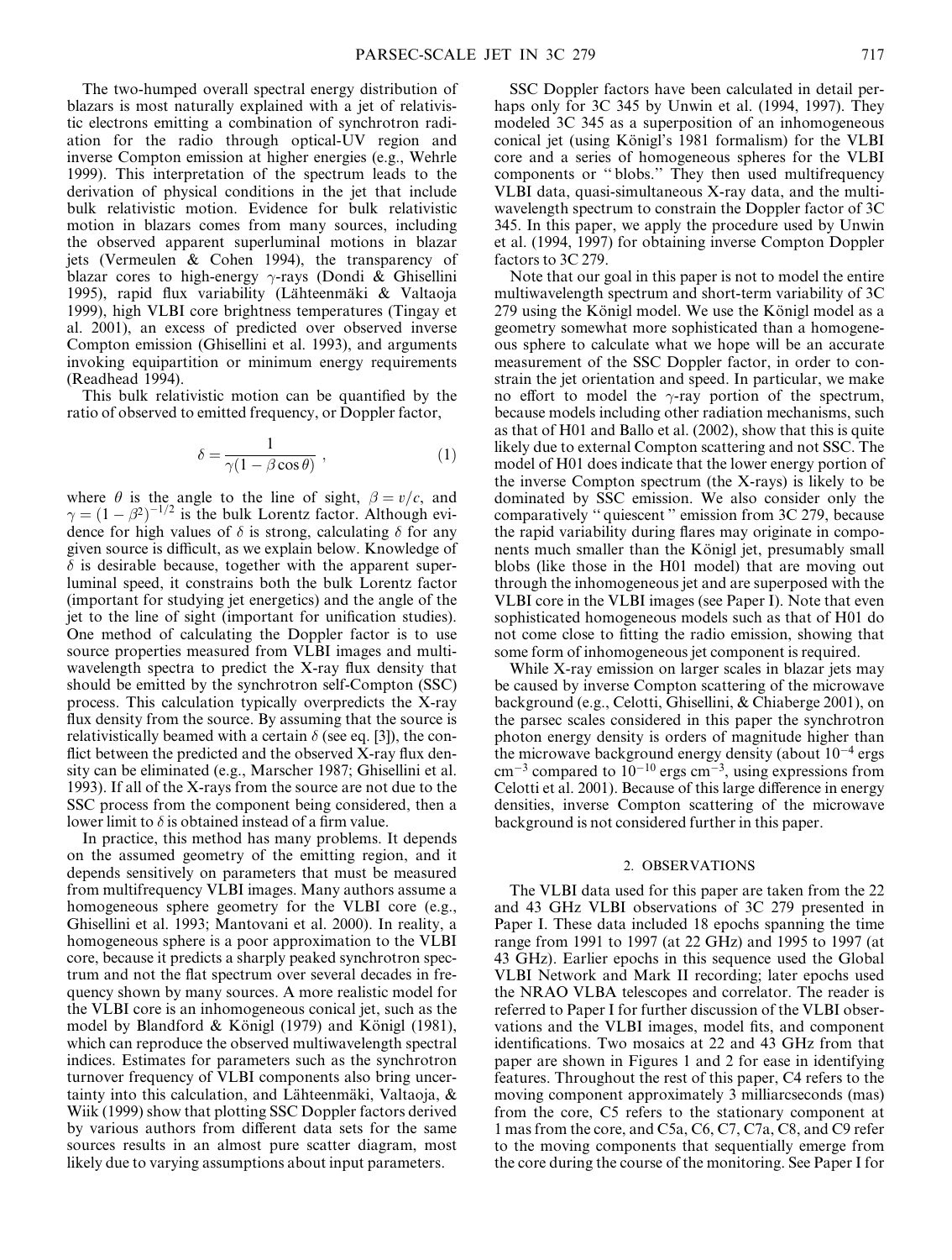The two-humped overall spectral energy distribution of blazars is most naturally explained with a jet of relativistic electrons emitting a combination of synchrotron radiation for the radio through optical-UV region and inverse Compton emission at higher energies (e.g., Wehrle 1999). This interpretation of the spectrum leads to the derivation of physical conditions in the jet that include bulk relativistic motion. Evidence for bulk relativistic motion in blazars comes from many sources, including the observed apparent superluminal motions in blazar jets (Vermeulen & Cohen 1994), the transparency of blazar cores to high-energy $\gamma$-rays (Dondi & Ghisellini 1995), rapid flux variability (Lähteenmäki & Valtaoja 1999), high VLBI core brightness temperatures (Tingay et al. 2001), an excess of predicted over observed inverse Compton emission (Ghisellini et al. 1993), and arguments invoking equipartition or minimum energy requirements (Readhead 1994).

This bulk relativistic motion can be quantified by the ratio of observed to emitted frequency, or Doppler factor,

$$\delta = \frac{1}{\gamma(1 - \beta \cos \theta)} , \qquad (1)$$

where $\theta$ is the angle to the line of sight, $\beta = v/c$, and $\gamma = (1 - \beta^2)^{-1/2}$ is the bulk Lorentz factor. Although evidence for high values of $\delta$ is strong, calculating $\delta$ for any given source is difficult, as we explain below. Knowledge of $\delta$ is desirable because, together with the apparent superluminal speed, it constrains both the bulk Lorentz factor (important for studying jet energetics) and the angle of the jet to the line of sight (important for unification studies). One method of calculating the Doppler factor is to use source properties measured from VLBI images and multiwavelength spectra to predict the X-ray flux density that should be emitted by the synchrotron self-Compton (SSC) process. This calculation typically overpredicts the X-ray flux density from the source. By assuming that the source is relativistically beamed with a certain $\delta$ (see eq. [3]), the conflict between the predicted and the observed X-ray flux density can be eliminated (e.g., Marscher 1987; Ghisellini et al. 1993). If all of the X-rays from the source are not due to the SSC process from the component being considered, then a lower limit to $\delta$ is obtained instead of a firm value.

In practice, this method has many problems. It depends on the assumed geometry of the emitting region, and it depends sensitively on parameters that must be measured from multifrequency VLBI images. Many authors assume a homogeneous sphere geometry for the VLBI core (e.g., Ghisellini et al. 1993; Mantovani et al. 2000). In reality, a homogeneous sphere is a poor approximation to the VLBI core, because it predicts a sharply peaked synchrotron spectrum and not the flat spectrum over several decades in frequency shown by many sources. A more realistic model for the VLBI core is an inhomogeneous conical jet, such as the model by Blandford & Königl (1979) and Königl (1981), which can reproduce the observed multiwavelength spectral indices. Estimates for parameters such as the synchrotron turnover frequency of VLBI components also bring uncertainty into this calculation, and Lähteenmäki, Valtaoja, & Wiik (1999) show that plotting SSC Doppler factors derived by various authors from different data sets for the same sources results in an almost pure scatter diagram, most likely due to varying assumptions about input parameters.

SSC Doppler factors have been calculated in detail perhaps only for 3C 345 by Unwin et al. (1994, 1997). They modeled 3C 345 as a superposition of an inhomogeneous conical jet (using Königl's 1981 formalism) for the VLBI core and a series of homogeneous spheres for the VLBI components or "blobs." They then used multifrequency VLBI data, quasi-simultaneous X-ray data, and the multiwavelength spectrum to constrain the Doppler factor of 3C 345. In this paper, we apply the procedure used by Unwin et al. (1994, 1997) for obtaining inverse Compton Doppler factors to 3C 279.

Note that our goal in this paper is not to model the entire multiwavelength spectrum and short-term variability of 3C 279 using the Königl model. We use the Königl model as a geometry somewhat more sophisticated than a homogeneous sphere to calculate what we hope will be an accurate measurement of the SSC Doppler factor, in order to constrain the jet orientation and speed. In particular, we make no effort to model the $\gamma$-ray portion of the spectrum, because models including other radiation mechanisms, such as that of H01 and Ballo et al. (2002), show that this is quite likely due to external Compton scattering and not SSC. The model of H01 does indicate that the lower energy portion of the inverse Compton spectrum (the X-rays) is likely to be dominated by SSC emission. We also consider only the comparatively "quiescent" emission from 3C 279, because the rapid variability during flares may originate in components much smaller than the Königl jet, presumably small blobs (like those in the H01 model) that are moving out through the inhomogeneous jet and are superposed with the VLBI core in the VLBI images (see Paper I). Note that even sophisticated homogeneous models such as that of H01 do not come close to fitting the radio emission, showing that some form of inhomogeneous jet component is required.

While X-ray emission on larger scales in blazar jets may be caused by inverse Compton scattering of the microwave background (e.g., Celotti, Ghisellini, & Chiaberge 2001), on the parsec scales considered in this paper the synchrotron photon energy density is orders of magnitude higher than the microwave background energy density (about $10^{-4}$ ergs cm$^{-3}$ compared to $10^{-10}$ ergs cm$^{-3}$, using expressions from Celotti et al. 2001). Because of this large difference in energy densities, inverse Compton scattering of the microwave background is not considered further in this paper.

## 2. OBSERVATIONS

The VLBI data used for this paper are taken from the 22 and 43 GHz VLBI observations of 3C 279 presented in Paper I. These data included 18 epochs spanning the time range from 1991 to 1997 (at 22 GHz) and 1995 to 1997 (at 43 GHz). Earlier epochs in this sequence used the Global VLBI Network and Mark II recording; later epochs used the NRAO VLBA telescopes and correlator. The reader is referred to Paper I for further discussion of the VLBI observations and the VLBI images, model fits, and component identifications. Two mosaics at 22 and 43 GHz from that paper are shown in Figures 1 and 2 for ease in identifying features. Throughout the rest of this paper, C4 refers to the moving component approximately 3 milliarcseconds (mas) from the core, C5 refers to the stationary component at 1 mas from the core, and C5a, C6, C7, C7a, C8, and C9 refer to the moving components that sequentially emerge from the core during the course of the monitoring. See Paper I for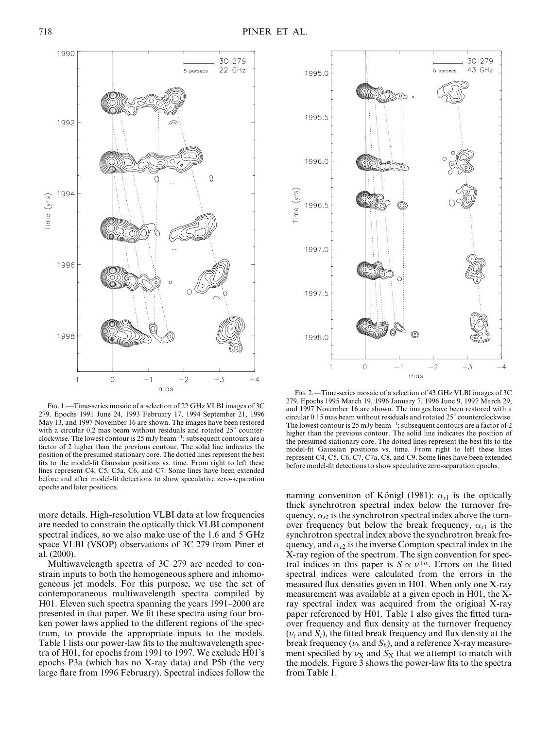FIG. 1.—Time-series mosaic of a selection of 22 GHz VLBI images of 3C 279. Epochs 1991 June 24, 1993 February 17, 1994 September 21, 1996 May 13, and 1997 November 16 are shown. The images have been restored with a circular 0.2 mas beam without residuals and rotated 25° counterclockwise. The lowest contour is 25 mJy beam$^{-1}$; subsequent contours are a factor of 2 higher than the previous contour. The solid line indicates the position of the presumed stationary core. The dotted lines represent the best fits to the model-fit Gaussian positions vs. time. From right to left these lines represent C4, C5, C5a, C6, and C7. Some lines have been extended before and after model-fit detections to show speculative zero-separation epochs and later positions.

FIG. 2.—Time-series mosaic of a selection of 43 GHz VLBI images of 3C 279. Epochs 1995 March 19, 1996 January 7, 1996 June 9, 1997 March 29, and 1997 November 16 are shown. The images have been restored with a circular 0.15 mas beam without residuals and rotated 25° counterclockwise. The lowest contour is 25 mJy beam$^{-1}$; subsequent contours are a factor of 2 higher than the previous contour. The solid line indicates the position of the presumed stationary core. The dotted lines represent the best fits to the model-fit Gaussian positions vs. time. From right to left these lines represent C4, C5, C6, C7, C7a, C8, and C9. Some lines have been extended before model-fit detections to show speculative zero-separation epochs.

more details. High-resolution VLBI data at low frequencies are needed to constrain the optically thick VLBI component spectral indices, so we also make use of the 1.6 and 5 GHz space VLBI (VSOP) observations of 3C 279 from Piner et al. (2000).

Multiwavelength spectra of 3C 279 are needed to constrain inputs to both the homogeneous sphere and inhomogeneous jet models. For this purpose, we use the set of contemporaneous multiwavelength spectra compiled by H01. Eleven such spectra spanning the years 1991–2000 are presented in that paper. We fit these spectra using four broken power laws applied to the different regions of the spectrum, to provide the appropriate inputs to the models. Table 1 lists our power-law fits to the multiwavelength spectra of H01, for epochs from 1991 to 1997. We exclude H01's epochs P3a (which has no X-ray data) and P5b (the very large flare from 1996 February). Spectral indices follow the naming convention of Königl (1981): $\alpha_{s1}$ is the optically thick synchrotron spectral index below the turnover frequency, $\alpha_{s2}$ is the synchrotron spectral index above the turnover frequency but below the break frequency, $\alpha_{s3}$ is the synchrotron spectral index above the synchrotron break frequency, and $\alpha_{c2}$ is the inverse Compton spectral index in the X-ray region of the spectrum. The sign convention for spectral indices in this paper is $S \propto \nu^{+\alpha}$. Errors on the fitted spectral indices were calculated from the errors in the measured flux densities given in H01. When only one X-ray measurement was available at a given epoch in H01, the X-ray spectral index was acquired from the original X-ray paper referenced by H01. Table 1 also gives the fitted turnover frequency and flux density at the turnover frequency ($\nu_t$ and $S_t$), the fitted break frequency and flux density at the break frequency ($\nu_b$ and $S_b$), and a reference X-ray measurement specified by $\nu_X$ and $S_X$ that we attempt to match with the models. Figure 3 shows the power-law fits to the spectra from Table 1.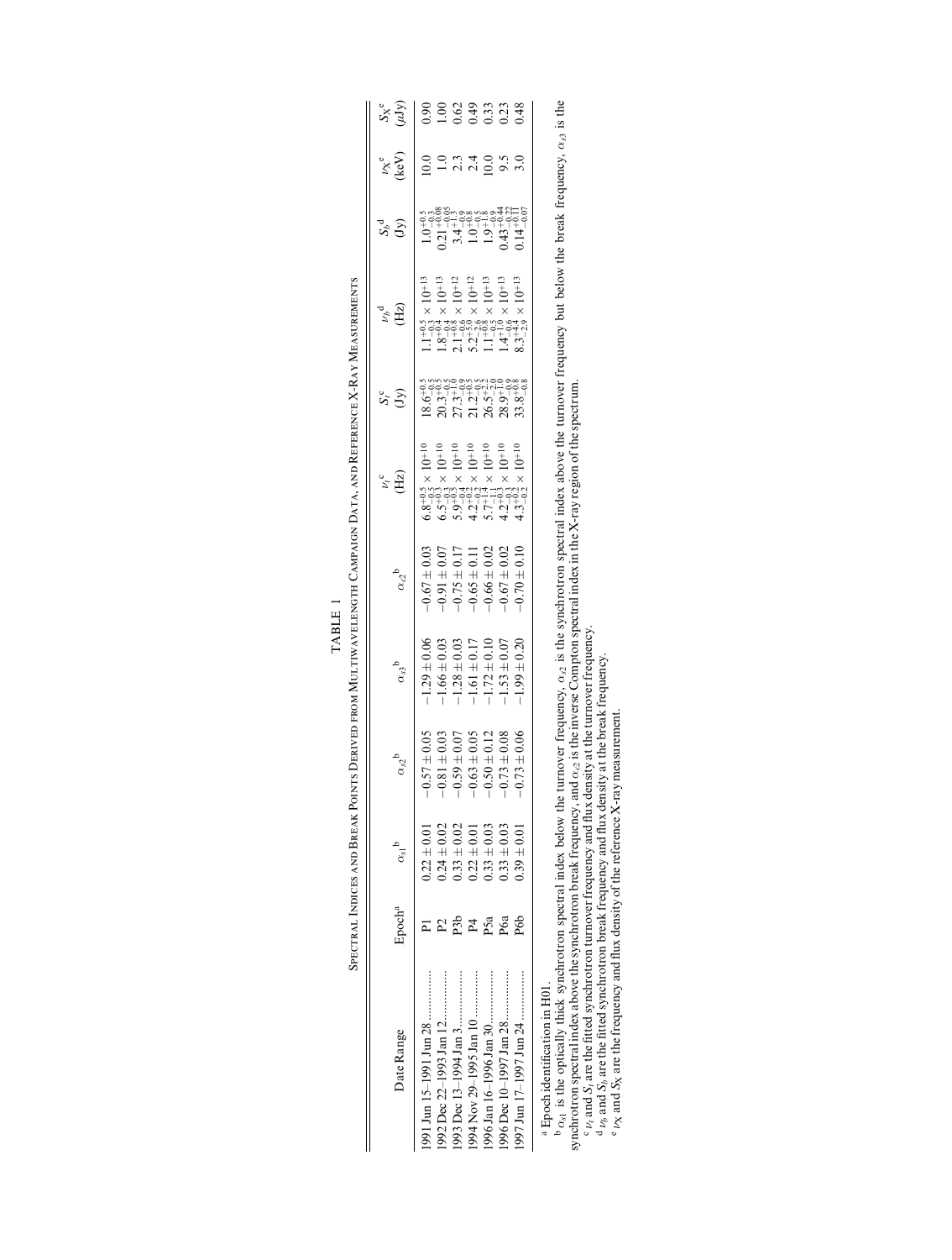TABLE 1

Spectral Indices and Break Points Derived from Multiwavelength Campaign Data, and Reference X-Ray Measurements

| Date Range | Epoch[a] | $\alpha_{s1}$[b] | $\alpha_{s2}$[b] | $\alpha_{s3}$[b] | $\alpha_{c2}$[b] | $\nu_t$[c] (Hz) | $S_t$[c] (Jy) | $\nu_b$[d] (Hz) | $S_b$[d] (Jy) | $\nu_X$[e] (keV) | $S_X$[e] ($\mu$Jy) |
|---|---|---|---|---|---|---|---|---|---|---|---|
| 1991 Jun 15–1991 Jun 28 | P1 | $0.22 \pm 0.01$ | $-0.57 \pm 0.05$ | $-1.29 \pm 0.06$ | $-0.67 \pm 0.03$ | $6.8^{+0.5}_{-0.5} \times 10^{+10}$ | $18.6^{+0.5}_{-0.5}$ | $1.1^{+0.5}_{-0.3} \times 10^{+13}$ | $1.0^{+0.5}_{-0.3}$ | 10.0 | 0.90 |
| 1992 Dec 22–1993 Jan 12 | P2 | $0.24 \pm 0.02$ | $-0.81 \pm 0.03$ | $-1.66 \pm 0.03$ | $-0.91 \pm 0.07$ | $6.5^{+0.3}_{-0.3} \times 10^{+10}$ | $20.3^{+0.5}_{-0.5}$ | $1.8^{+0.4}_{-0.3} \times 10^{+13}$ | $0.21^{+0.08}_{-0.05}$ | 1.0 | 1.00 |
| 1993 Dec 13–1994 Jan 3 | P3b | $0.33 \pm 0.02$ | $-0.59 \pm 0.07$ | $-1.28 \pm 0.03$ | $-0.75 \pm 0.17$ | $5.9^{+0.3}_{-0.4} \times 10^{+10}$ | $27.3^{+1.0}_{-0.9}$ | $2.1^{+0.8}_{-0.6} \times 10^{+12}$ | $3.4^{+1.3}_{-0.9}$ | 2.3 | 0.62 |
| 1994 Nov 29–1995 Jan 10 | P4 | $0.22 \pm 0.01$ | $-0.63 \pm 0.05$ | $-1.61 \pm 0.17$ | $-0.65 \pm 0.11$ | $4.2^{+0.2}_{-0.2} \times 10^{+10}$ | $21.2^{+0.5}_{-0.5}$ | $5.2^{+5.0}_{-2.6} \times 10^{+12}$ | $1.0^{+0.8}_{-0.5}$ | 2.4 | 0.49 |
| 1996 Jan 16–1996 Jan 30 | P5a | $0.33 \pm 0.03$ | $-0.50 \pm 0.12$ | $-1.72 \pm 0.10$ | $-0.66 \pm 0.02$ | $5.7^{+1.4}_{-1.1} \times 10^{+10}$ | $26.5^{+2.2}_{-1.5}$ | $1.1^{+0.8}_{-0.5} \times 10^{+13}$ | $1.9^{+1.8}_{-0.9}$ | 10.0 | 0.33 |
| 1996 Dec 10–1997 Jan 28 | P6a | $0.33 \pm 0.03$ | $-0.73 \pm 0.08$ | $-1.53 \pm 0.07$ | $-0.67 \pm 0.02$ | $4.2^{+0.3}_{-0.3} \times 10^{+10}$ | $28.9^{+1.0}_{-1.0}$ | $1.4^{+1.0}_{-0.6} \times 10^{+13}$ | $0.43^{+0.44}_{-0.22}$ | 9.5 | 0.23 |
| 1997 Jun 17–1997 Jun 24 | P6b | $0.39 \pm 0.01$ | $-0.73 \pm 0.06$ | $-1.99 \pm 0.20$ | $-0.70 \pm 0.10$ | $4.3^{+0.2}_{-0.2} \times 10^{+10}$ | $33.8^{+0.8}_{-0.8}$ | $8.3^{+4.4}_{-2.9} \times 10^{+13}$ | $0.14^{+0.11}_{-0.07}$ | 3.0 | 0.48 |

[a] Epoch identification in H01.

[b] $\alpha_{s1}$ is the optically thick synchrotron spectral index below the turnover frequency, $\alpha_{s2}$ is the synchrotron spectral index above the turnover frequency but below the break frequency, $\alpha_{s3}$ is the synchrotron spectral index above the synchrotron break frequency, and $\alpha_{c2}$ is the inverse Compton spectral index in the X-ray region of the spectrum.

[c] $\nu_t$ and $S_t$ are the fitted synchrotron turnover frequency and flux density at the turnover frequency.

[d] $\nu_b$ and $S_b$ are the fitted synchrotron break frequency and flux density at the break frequency.

[e] $\nu_X$ and $S_X$ are the frequency and flux density of the reference X-ray measurement.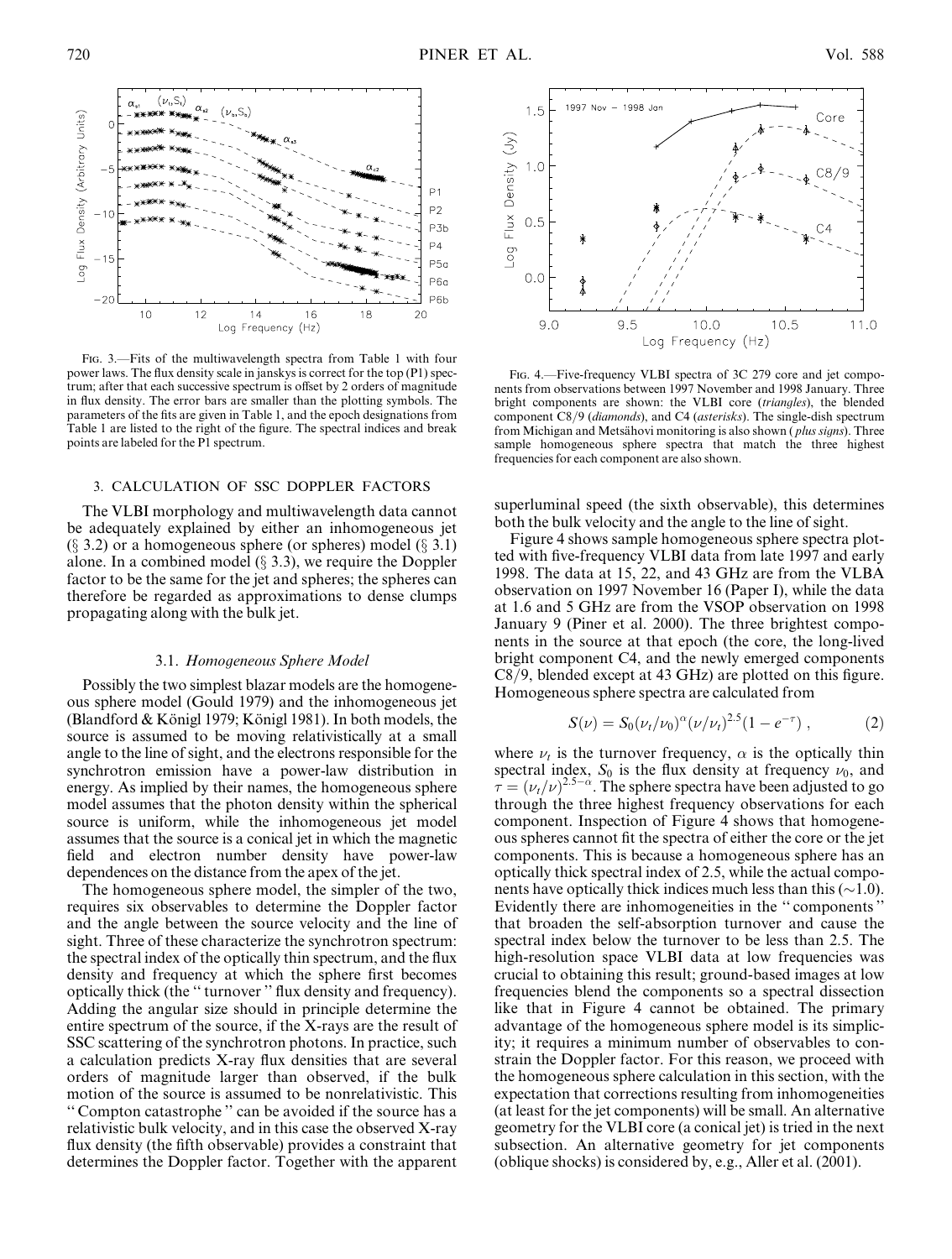Fig. 3.—Fits of the multiwavelength spectra from Table 1 with four power laws. The flux density scale in janskys is correct for the top (P1) spectrum; after that each successive spectrum is offset by 2 orders of magnitude in flux density. The error bars are smaller than the plotting symbols. The parameters of the fits are given in Table 1, and the epoch designations from Table 1 are listed to the right of the figure. The spectral indices and break points are labeled for the P1 spectrum.

Fig. 4.—Five-frequency VLBI spectra of 3C 279 core and jet components from observations between 1997 November and 1998 January. Three bright components are shown: the VLBI core (*triangles*), the blended component C8/9 (*diamonds*), and C4 (*asterisks*). The single-dish spectrum from Michigan and Metsähovi monitoring is also shown (*plus signs*). Three sample homogeneous sphere spectra that match the three highest frequencies for each component are also shown.

## 3. CALCULATION OF SSC DOPPLER FACTORS

The VLBI morphology and multiwavelength data cannot be adequately explained by either an inhomogeneous jet (§ 3.2) or a homogeneous sphere (or spheres) model (§ 3.1) alone. In a combined model (§ 3.3), we require the Doppler factor to be the same for the jet and spheres; the spheres can therefore be regarded as approximations to dense clumps propagating along with the bulk jet.

### 3.1. *Homogeneous Sphere Model*

Possibly the two simplest blazar models are the homogeneous sphere model (Gould 1979) and the inhomogeneous jet (Blandford & Königl 1979; Königl 1981). In both models, the source is assumed to be moving relativistically at a small angle to the line of sight, and the electrons responsible for the synchrotron emission have a power-law distribution in energy. As implied by their names, the homogeneous sphere model assumes that the photon density within the spherical source is uniform, while the inhomogeneous jet model assumes that the source is a conical jet in which the magnetic field and electron number density have power-law dependences on the distance from the apex of the jet.

The homogeneous sphere model, the simpler of the two, requires six observables to determine the Doppler factor and the angle between the source velocity and the line of sight. Three of these characterize the synchrotron spectrum: the spectral index of the optically thin spectrum, and the flux density and frequency at which the sphere first becomes optically thick (the "turnover" flux density and frequency). Adding the angular size should in principle determine the entire spectrum of the source, if the X-rays are the result of SSC scattering of the synchrotron photons. In practice, such a calculation predicts X-ray flux densities that are several orders of magnitude larger than observed, if the bulk motion of the source is assumed to be nonrelativistic. This "Compton catastrophe" can be avoided if the source has a relativistic bulk velocity, and in this case the observed X-ray flux density (the fifth observable) provides a constraint that determines the Doppler factor. Together with the apparent superluminal speed (the sixth observable), this determines both the bulk velocity and the angle to the line of sight.

Figure 4 shows sample homogeneous sphere spectra plotted with five-frequency VLBI data from late 1997 and early 1998. The data at 15, 22, and 43 GHz are from the VLBA observation on 1997 November 16 (Paper I), while the data at 1.6 and 5 GHz are from the VSOP observation on 1998 January 9 (Piner et al. 2000). The three brightest components in the source at that epoch (the core, the long-lived bright component C4, and the newly emerged components C8/9, blended except at 43 GHz) are plotted on this figure. Homogeneous sphere spectra are calculated from

$$S(\nu) = S_0(\nu_t/\nu_0)^{\alpha}(\nu/\nu_t)^{2.5}(1 - e^{-\tau}) , \qquad (2)$$

where $\nu_t$ is the turnover frequency, $\alpha$ is the optically thin spectral index, $S_0$ is the flux density at frequency $\nu_0$, and $\tau = (\nu_t/\nu)^{2.5-\alpha}$. The sphere spectra have been adjusted to go through the three highest frequency observations for each component. Inspection of Figure 4 shows that homogeneous spheres cannot fit the spectra of either the core or the jet components. This is because a homogeneous sphere has an optically thick spectral index of 2.5, while the actual components have optically thick indices much less than this (~1.0). Evidently there are inhomogeneities in the "components" that broaden the self-absorption turnover and cause the spectral index below the turnover to be less than 2.5. The high-resolution space VLBI data at low frequencies was crucial to obtaining this result; ground-based images at low frequencies blend the components so a spectral dissection like that in Figure 4 cannot be obtained. The primary advantage of the homogeneous sphere model is its simplicity; it requires a minimum number of observables to constrain the Doppler factor. For this reason, we proceed with the homogeneous sphere calculation in this section, with the expectation that corrections resulting from inhomogeneities (at least for the jet components) will be small. An alternative geometry for the VLBI core (a conical jet) is tried in the next subsection. An alternative geometry for jet components (oblique shocks) is considered by, e.g., Aller et al. (2001).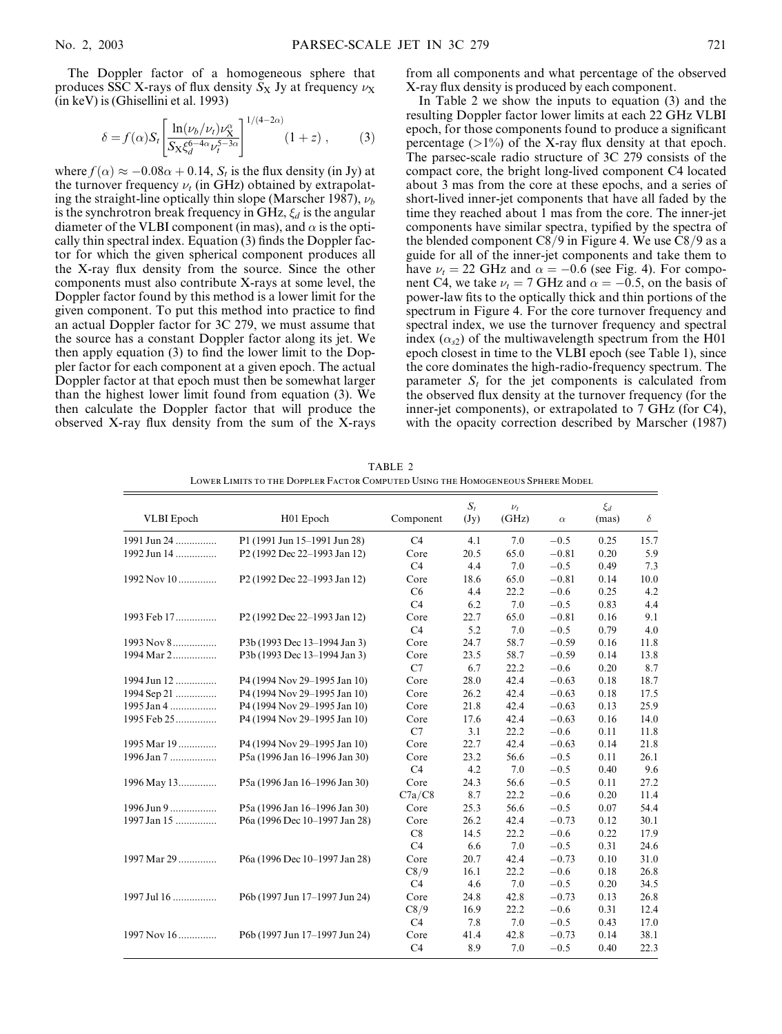The Doppler factor of a homogeneous sphere that produces SSC X-rays of flux density $S_X$ Jy at frequency $\nu_X$ (in keV) is (Ghisellini et al. 1993)

$$\delta = f(\alpha) S_t \left[ \frac{\ln(\nu_b/\nu_t)\nu_X^{\alpha}}{S_X \xi_d^{6-4\alpha} \nu_t^{5-3\alpha}} \right]^{1/(4-2\alpha)} (1+z) , \qquad (3)$$

where $f(\alpha) \approx -0.08\alpha + 0.14$, $S_t$ is the flux density (in Jy) at the turnover frequency $\nu_t$ (in GHz) obtained by extrapolating the straight-line optically thin slope (Marscher 1987), $\nu_b$ is the synchrotron break frequency in GHz, $\xi_d$ is the angular diameter of the VLBI component (in mas), and $\alpha$ is the optically thin spectral index. Equation (3) finds the Doppler factor for which the given spherical component produces all the X-ray flux density from the source. Since the other components must also contribute X-rays at some level, the Doppler factor found by this method is a lower limit for the given component. To put this method into practice to find an actual Doppler factor for 3C 279, we must assume that the source has a constant Doppler factor along its jet. We then apply equation (3) to find the lower limit to the Doppler factor for each component at a given epoch. The actual Doppler factor at that epoch must then be somewhat larger than the highest lower limit found from equation (3). We then calculate the Doppler factor that will produce the observed X-ray flux density from the sum of the X-rays from all components and what percentage of the observed X-ray flux density is produced by each component.

In Table 2 we show the inputs to equation (3) and the resulting Doppler factor lower limits at each 22 GHz VLBI epoch, for those components found to produce a significant percentage (>1%) of the X-ray flux density at that epoch. The parsec-scale radio structure of 3C 279 consists of the compact core, the bright long-lived component C4 located about 3 mas from the core at these epochs, and a series of short-lived inner-jet components that have all faded by the time they reached about 1 mas from the core. The inner-jet components have similar spectra, typified by the spectra of the blended component C8/9 in Figure 4. We use C8/9 as a guide for all of the inner-jet components and take them to have $\nu_t = 22$ GHz and $\alpha = -0.6$ (see Fig. 4). For component C4, we take $\nu_t = 7$ GHz and $\alpha = -0.5$, on the basis of power-law fits to the optically thick and thin portions of the spectrum in Figure 4. For the core turnover frequency and spectral index, we use the turnover frequency and spectral index ($\alpha_{s2}$) of the multiwavelength spectrum from the H01 epoch closest in time to the VLBI epoch (see Table 1), since the core dominates the high-radio-frequency spectrum. The parameter $S_t$ for the jet components is calculated from the observed flux density at the turnover frequency (for the inner-jet components), or extrapolated to 7 GHz (for C4), with the opacity correction described by Marscher (1987)

TABLE 2
Lower Limits to the Doppler Factor Computed Using the Homogeneous Sphere Model

| VLBI Epoch | H01 Epoch | Component | $S_t$ (Jy) | $\nu_t$ (GHz) | $\alpha$ | $\xi_d$ (mas) | $\delta$ |
|---|---|---|---|---|---|---|---|
| 1991 Jun 24 | P1 (1991 Jun 15–1991 Jun 28) | C4 | 4.1 | 7.0 | −0.5 | 0.25 | 15.7 |
| 1992 Jun 14 | P2 (1992 Dec 22–1993 Jan 12) | Core | 20.5 | 65.0 | −0.81 | 0.20 | 5.9 |
| | | C4 | 4.4 | 7.0 | −0.5 | 0.49 | 7.3 |
| 1992 Nov 10 | P2 (1992 Dec 22–1993 Jan 12) | Core | 18.6 | 65.0 | −0.81 | 0.14 | 10.0 |
| | | C6 | 4.4 | 22.2 | −0.6 | 0.25 | 4.2 |
| | | C4 | 6.2 | 7.0 | −0.5 | 0.83 | 4.4 |
| 1993 Feb 17 | P2 (1992 Dec 22–1993 Jan 12) | Core | 22.7 | 65.0 | −0.81 | 0.16 | 9.1 |
| | | C4 | 5.2 | 7.0 | −0.5 | 0.79 | 4.0 |
| 1993 Nov 8 | P3b (1993 Dec 13–1994 Jan 3) | Core | 24.7 | 58.7 | −0.59 | 0.16 | 11.8 |
| 1994 Mar 2 | P3b (1993 Dec 13–1994 Jan 3) | Core | 23.5 | 58.7 | −0.59 | 0.14 | 13.8 |
| | | C7 | 6.7 | 22.2 | −0.6 | 0.20 | 8.7 |
| 1994 Jun 12 | P4 (1994 Nov 29–1995 Jan 10) | Core | 28.0 | 42.4 | −0.63 | 0.18 | 18.7 |
| 1994 Sep 21 | P4 (1994 Nov 29–1995 Jan 10) | Core | 26.2 | 42.4 | −0.63 | 0.18 | 17.5 |
| 1995 Jan 4 | P4 (1994 Nov 29–1995 Jan 10) | Core | 21.8 | 42.4 | −0.63 | 0.13 | 25.9 |
| 1995 Feb 25 | P4 (1994 Nov 29–1995 Jan 10) | Core | 17.6 | 42.4 | −0.63 | 0.16 | 14.0 |
| | | C7 | 3.1 | 22.2 | −0.6 | 0.11 | 11.8 |
| 1995 Mar 19 | P4 (1994 Nov 29–1995 Jan 10) | Core | 22.7 | 42.4 | −0.63 | 0.14 | 21.8 |
| 1996 Jan 7 | P5a (1996 Jan 16–1996 Jan 30) | Core | 23.2 | 56.6 | −0.5 | 0.11 | 26.1 |
| | | C4 | 4.2 | 7.0 | −0.5 | 0.40 | 9.6 |
| 1996 May 13 | P5a (1996 Jan 16–1996 Jan 30) | Core | 24.3 | 56.6 | −0.5 | 0.11 | 27.2 |
| | | C7a/C8 | 8.7 | 22.2 | −0.6 | 0.20 | 11.4 |
| 1996 Jun 9 | P5a (1996 Jan 16–1996 Jan 30) | Core | 25.3 | 56.6 | −0.5 | 0.07 | 54.4 |
| 1997 Jan 15 | P6a (1996 Dec 10–1997 Jan 28) | Core | 26.2 | 42.4 | −0.73 | 0.12 | 30.1 |
| | | C8 | 14.5 | 22.2 | −0.6 | 0.22 | 17.9 |
| | | C4 | 6.6 | 7.0 | −0.5 | 0.31 | 24.6 |
| 1997 Mar 29 | P6a (1996 Dec 10–1997 Jan 28) | Core | 20.7 | 42.4 | −0.73 | 0.10 | 31.0 |
| | | C8/9 | 16.1 | 22.2 | −0.6 | 0.18 | 26.8 |
| | | C4 | 4.6 | 7.0 | −0.5 | 0.20 | 34.5 |
| 1997 Jul 16 | P6b (1997 Jun 17–1997 Jun 24) | Core | 24.8 | 42.8 | −0.73 | 0.13 | 26.8 |
| | | C8/9 | 16.9 | 22.2 | −0.6 | 0.31 | 12.4 |
| | | C4 | 7.8 | 7.0 | −0.5 | 0.43 | 17.0 |
| 1997 Nov 16 | P6b (1997 Jun 17–1997 Jun 24) | Core | 41.4 | 42.8 | −0.73 | 0.14 | 38.1 |
| | | C4 | 8.9 | 7.0 | −0.5 | 0.40 | 22.3 |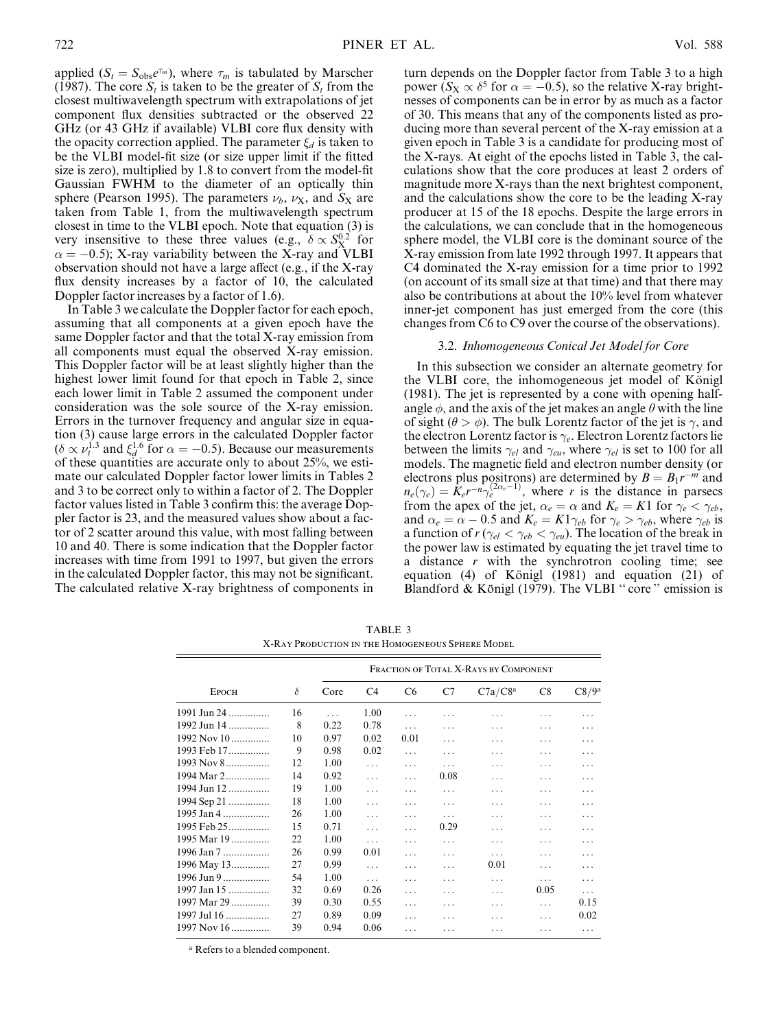applied ($S_t = S_{\rm obs} e^{\tau_m}$), where $\tau_m$ is tabulated by Marscher (1987). The core $S_t$ is taken to be the greater of $S_t$ from the closest multiwavelength spectrum with extrapolations of jet component flux densities subtracted or the observed 22 GHz (or 43 GHz if available) VLBI core flux density with the opacity correction applied. The parameter $\xi_d$ is taken to be the VLBI model-fit size (or size upper limit if the fitted size is zero), multiplied by 1.8 to convert from the model-fit Gaussian FWHM to the diameter of an optically thin sphere (Pearson 1995). The parameters $\nu_b$, $\nu_{\rm X}$, and $S_{\rm X}$ are taken from Table 1, from the multiwavelength spectrum closest in time to the VLBI epoch. Note that equation (3) is very insensitive to these three values (e.g., $\delta \propto S_{\rm X}^{0.2}$ for $\alpha = -0.5$); X-ray variability between the X-ray and VLBI observation should not have a large affect (e.g., if the X-ray flux density increases by a factor of 10, the calculated Doppler factor increases by a factor of 1.6).

In Table 3 we calculate the Doppler factor for each epoch, assuming that all components at a given epoch have the same Doppler factor and that the total X-ray emission from all components must equal the observed X-ray emission. This Doppler factor will be at least slightly higher than the highest lower limit found for that epoch in Table 2, since each lower limit in Table 2 assumed the component under consideration was the sole source of the X-ray emission. Errors in the turnover frequency and angular size in equation (3) cause large errors in the calculated Doppler factor ($\delta \propto \nu_t^{1.3}$ and $\xi_d^{1.6}$ for $\alpha = -0.5$). Because our measurements of these quantities are accurate only to about 25%, we estimate our calculated Doppler factor lower limits in Tables 2 and 3 to be correct only to within a factor of 2. The Doppler factor values listed in Table 3 confirm this: the average Doppler factor is 23, and the measured values show about a factor of 2 scatter around this value, with most falling between 10 and 40. There is some indication that the Doppler factor increases with time from 1991 to 1997, but given the errors in the calculated Doppler factor, this may not be significant. The calculated relative X-ray brightness of components in turn depends on the Doppler factor from Table 3 to a high power ($S_{\rm X} \propto \delta^5$ for $\alpha = -0.5$), so the relative X-ray brightnesses of components can be in error by as much as a factor of 30. This means that any of the components listed as producing more than several percent of the X-ray emission at a given epoch in Table 3 is a candidate for producing most of the X-rays. At eight of the epochs listed in Table 3, the calculations show that the core produces at least 2 orders of magnitude more X-rays than the next brightest component, and the calculations show the core to be the leading X-ray producer at 15 of the 18 epochs. Despite the large errors in the calculations, we can conclude that in the homogeneous sphere model, the VLBI core is the dominant source of the X-ray emission from late 1992 through 1997. It appears that C4 dominated the X-ray emission for a time prior to 1992 (on account of its small size at that time) and that there may also be contributions at about the 10% level from whatever inner-jet component has just emerged from the core (this changes from C6 to C9 over the course of the observations).

### 3.2. *Inhomogeneous Conical Jet Model for Core*

In this subsection we consider an alternate geometry for the VLBI core, the inhomogeneous jet model of Königl (1981). The jet is represented by a cone with opening half-angle $\phi$, and the axis of the jet makes an angle $\theta$ with the line of sight ($\theta > \phi$). The bulk Lorentz factor of the jet is $\gamma$, and the electron Lorentz factor is $\gamma_e$. Electron Lorentz factors lie between the limits $\gamma_{el}$ and $\gamma_{eu}$, where $\gamma_{el}$ is set to 100 for all models. The magnetic field and electron number density (or electrons plus positrons) are determined by $B = B_1 r^{-m}$ and $n_e(\gamma_e) = K_e r^{-n} \gamma_e^{(2\alpha_e - 1)}$, where $r$ is the distance in parsecs from the apex of the jet, $\alpha_e = \alpha$ and $K_e = K1$ for $\gamma_e < \gamma_{eb}$, and $\alpha_e = \alpha - 0.5$ and $K_e = K1\gamma_{eb}$ for $\gamma_e > \gamma_{eb}$, where $\gamma_{eb}$ is a function of $r$ ($\gamma_{el} < \gamma_{eb} < \gamma_{eu}$). The location of the break in the power law is estimated by equating the jet travel time to a distance $r$ with the synchrotron cooling time; see equation (4) of Königl (1981) and equation (21) of Blandford & Königl (1979). The VLBI "core" emission is

TABLE 3
X-Ray Production in the Homogeneous Sphere Model

| Epoch | $\delta$ | Fraction of Total X-Rays by Component | | | | | | |
|---|---|---|---|---|---|---|---|---|
| | | Core | C4 | C6 | C7 | C7a/C8[a] | C8 | C8/9[a] |
| 1991 Jun 24 | 16 | ... | 1.00 | ... | ... | ... | ... | ... |
| 1992 Jun 14 | 8 | 0.22 | 0.78 | ... | ... | ... | ... | ... |
| 1992 Nov 10 | 10 | 0.97 | 0.02 | 0.01 | ... | ... | ... | ... |
| 1993 Feb 17 | 9 | 0.98 | 0.02 | ... | ... | ... | ... | ... |
| 1993 Nov 8 | 12 | 1.00 | ... | ... | ... | ... | ... | ... |
| 1994 Mar 2 | 14 | 0.92 | ... | ... | 0.08 | ... | ... | ... |
| 1994 Jun 12 | 19 | 1.00 | ... | ... | ... | ... | ... | ... |
| 1994 Sep 21 | 18 | 1.00 | ... | ... | ... | ... | ... | ... |
| 1995 Jan 4 | 26 | 1.00 | ... | ... | ... | ... | ... | ... |
| 1995 Feb 25 | 15 | 0.71 | ... | ... | 0.29 | ... | ... | ... |
| 1995 Mar 19 | 22 | 1.00 | ... | ... | ... | ... | ... | ... |
| 1996 Jan 7 | 26 | 0.99 | 0.01 | ... | ... | ... | ... | ... |
| 1996 May 13 | 27 | 0.99 | ... | ... | ... | 0.01 | ... | ... |
| 1996 Jun 9 | 54 | 1.00 | ... | ... | ... | ... | ... | ... |
| 1997 Jan 15 | 32 | 0.69 | 0.26 | ... | ... | ... | 0.05 | ... |
| 1997 Mar 29 | 39 | 0.30 | 0.55 | ... | ... | ... | ... | 0.15 |
| 1997 Jul 16 | 27 | 0.89 | 0.09 | ... | ... | ... | ... | 0.02 |
| 1997 Nov 16 | 39 | 0.94 | 0.06 | ... | ... | ... | ... | ... |

[a] Refers to a blended component.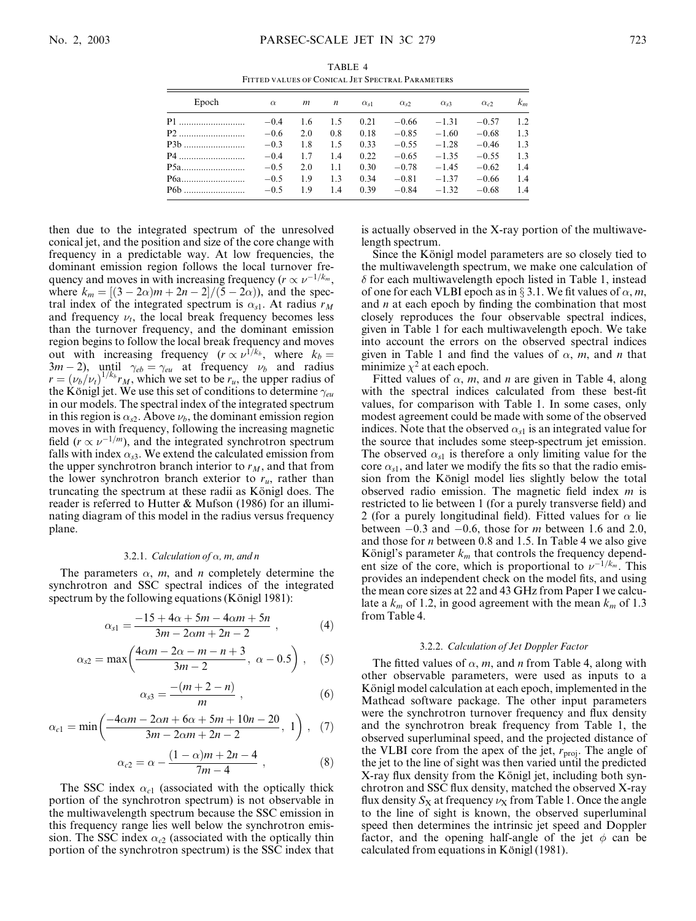TABLE 4

FITTED VALUES OF CONICAL JET SPECTRAL PARAMETERS

| Epoch | $\alpha$ | $m$ | $n$ | $\alpha_{s1}$ | $\alpha_{s2}$ | $\alpha_{s3}$ | $\alpha_{c2}$ | $k_m$ |
|---|---|---|---|---|---|---|---|---|
| P1 | −0.4 | 1.6 | 1.5 | 0.21 | −0.66 | −1.31 | −0.57 | 1.2 |
| P2 | −0.6 | 2.0 | 0.8 | 0.18 | −0.85 | −1.60 | −0.68 | 1.3 |
| P3b | −0.3 | 1.8 | 1.5 | 0.33 | −0.55 | −1.28 | −0.46 | 1.3 |
| P4 | −0.4 | 1.7 | 1.4 | 0.22 | −0.65 | −1.35 | −0.55 | 1.3 |
| P5a | −0.5 | 2.0 | 1.1 | 0.30 | −0.78 | −1.45 | −0.62 | 1.4 |
| P6a | −0.5 | 1.9 | 1.3 | 0.34 | −0.81 | −1.37 | −0.66 | 1.4 |
| P6b | −0.5 | 1.9 | 1.4 | 0.39 | −0.84 | −1.32 | −0.68 | 1.4 |

then due to the integrated spectrum of the unresolved conical jet, and the position and size of the core change with frequency in a predictable way. At low frequencies, the dominant emission region follows the local turnover frequency and moves in with increasing frequency ($r \propto \nu^{-1/k_m}$, where $k_m = [(3-2\alpha)m + 2n - 2]/(5-2\alpha)$), and the spectral index of the integrated spectrum is $\alpha_{s1}$. At radius $r_M$ and frequency $\nu_t$, the local break frequency becomes less than the turnover frequency, and the dominant emission region begins to follow the local break frequency and moves out with increasing frequency ($r \propto \nu^{1/k_b}$, where $k_b = 3m - 2$), until $\gamma_{eb} = \gamma_{eu}$ at frequency $\nu_b$ and radius $r = (\nu_b/\nu_t)^{1/k_b} r_M$, which we set to be $r_u$, the upper radius of the Königl jet. We use this set of conditions to determine $\gamma_{eu}$ in our models. The spectral index of the integrated spectrum in this region is $\alpha_{s2}$. Above $\nu_b$, the dominant emission region moves in with frequency, following the increasing magnetic field ($r \propto \nu^{-1/m}$), and the integrated synchrotron spectrum falls with index $\alpha_{s3}$. We extend the calculated emission from the upper synchrotron branch interior to $r_M$, and that from the lower synchrotron branch exterior to $r_u$, rather than truncating the spectrum at these radii as Königl does. The reader is referred to Hutter & Mufson (1986) for an illuminating diagram of this model in the radius versus frequency plane.

#### 3.2.1. *Calculation of α, m, and n*

The parameters $\alpha$, $m$, and $n$ completely determine the synchrotron and SSC spectral indices of the integrated spectrum by the following equations (Königl 1981):

$$\alpha_{s1} = \frac{-15 + 4\alpha + 5m - 4\alpha m + 5n}{3m - 2\alpha m + 2n - 2}\ , \tag{4}$$

$$\alpha_{s2} = \max\left(\frac{4\alpha m - 2\alpha - m - n + 3}{3m - 2},\ \alpha - 0.5\right)\ , \tag{5}$$

$$\alpha_{s3} = \frac{-(m + 2 - n)}{m}\ , \tag{6}$$

$$\alpha_{c1} = \min\left(\frac{-4\alpha m - 2\alpha n + 6\alpha + 5m + 10n - 20}{3m - 2\alpha m + 2n - 2},\ 1\right)\ , \tag{7}$$

$$\alpha_{c2} = \alpha - \frac{(1-\alpha)m + 2n - 4}{7m - 4}\ , \tag{8}$$

The SSC index $\alpha_{c1}$ (associated with the optically thick portion of the synchrotron spectrum) is not observable in the multiwavelength spectrum because the SSC emission in this frequency range lies well below the synchrotron emission. The SSC index $\alpha_{c2}$ (associated with the optically thin portion of the synchrotron spectrum) is the SSC index that is actually observed in the X-ray portion of the multiwavelength spectrum.

Since the Königl model parameters are so closely tied to the multiwavelength spectrum, we make one calculation of $\delta$ for each multiwavelength epoch listed in Table 1, instead of one for each VLBI epoch as in § 3.1. We fit values of $\alpha$, $m$, and $n$ at each epoch by finding the combination that most closely reproduces the four observable spectral indices, given in Table 1 for each multiwavelength epoch. We take into account the errors on the observed spectral indices given in Table 1 and find the values of $\alpha$, $m$, and $n$ that minimize $\chi^2$ at each epoch.

Fitted values of $\alpha$, $m$, and $n$ are given in Table 4, along with the spectral indices calculated from these best-fit values, for comparison with Table 1. In some cases, only modest agreement could be made with some of the observed indices. Note that the observed $\alpha_{s1}$ is an integrated value for the source that includes some steep-spectrum jet emission. The observed $\alpha_{s1}$ is therefore a only limiting value for the core $\alpha_{s1}$, and later we modify the fits so that the radio emission from the Königl model lies slightly below the total observed radio emission. The magnetic field index $m$ is restricted to lie between 1 (for a purely transverse field) and 2 (for a purely longitudinal field). Fitted values for $\alpha$ lie between −0.3 and −0.6, those for $m$ between 1.6 and 2.0, and those for $n$ between 0.8 and 1.5. In Table 4 we also give Königl's parameter $k_m$ that controls the frequency dependent size of the core, which is proportional to $\nu^{-1/k_m}$. This provides an independent check on the model fits, and using the mean core sizes at 22 and 43 GHz from Paper I we calculate a $k_m$ of 1.2, in good agreement with the mean $k_m$ of 1.3 from Table 4.

#### 3.2.2. *Calculation of Jet Doppler Factor*

The fitted values of $\alpha$, $m$, and $n$ from Table 4, along with other observable parameters, were used as inputs to a Königl model calculation at each epoch, implemented in the Mathcad software package. The other input parameters were the synchrotron turnover frequency and flux density and the synchrotron break frequency from Table 1, the observed superluminal speed, and the projected distance of the VLBI core from the apex of the jet, $r_{\rm proj}$. The angle of the jet to the line of sight was then varied until the predicted X-ray flux density from the Königl jet, including both synchrotron and SSC flux density, matched the observed X-ray flux density $S_X$ at frequency $\nu_X$ from Table 1. Once the angle to the line of sight is known, the observed superluminal speed then determines the intrinsic jet speed and Doppler factor, and the opening half-angle of the jet $\phi$ can be calculated from equations in Königl (1981).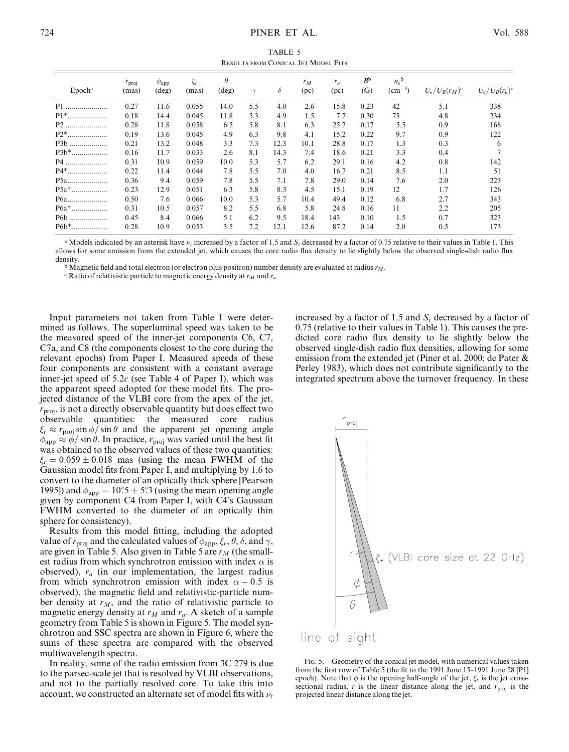TABLE 5

RESULTS FROM CONICAL JET MODEL FITS

| Epoch[a] | $r_{proj}$ (mas) | $\phi_{app}$ (deg) | $\xi_r$ (mas) | $\theta$ (deg) | $\gamma$ | $\delta$ | $r_M$ (pc) | $r_u$ (pc) | $B$[b] (G) | $n_e$[b] (cm$^{-3}$) | $U_e/U_B(r_M)$[c] | $U_e/U_B(r_u)$[c] |
|---|---|---|---|---|---|---|---|---|---|---|---|---|
| P1 | 0.27 | 11.6 | 0.055 | 14.0 | 5.5 | 4.0 | 2.6 | 15.8 | 0.23 | 42 | 5.1 | 338 |
| P1* | 0.18 | 14.4 | 0.045 | 11.8 | 5.3 | 4.9 | 1.5 | 7.7 | 0.30 | 73 | 4.8 | 234 |
| P2 | 0.28 | 11.8 | 0.058 | 6.5 | 5.8 | 8.1 | 6.3 | 25.7 | 0.17 | 5.5 | 0.9 | 168 |
| P2* | 0.19 | 13.6 | 0.045 | 4.9 | 6.3 | 9.8 | 4.1 | 15.2 | 0.22 | 9.7 | 0.9 | 122 |
| P3b | 0.21 | 13.2 | 0.048 | 3.3 | 7.3 | 12.3 | 10.1 | 28.8 | 0.17 | 1.3 | 0.3 | 6 |
| P3b* | 0.16 | 11.7 | 0.033 | 2.6 | 8.1 | 14.3 | 7.4 | 18.6 | 0.21 | 3.3 | 0.4 | 7 |
| P4 | 0.31 | 10.9 | 0.059 | 10.0 | 5.3 | 5.7 | 6.2 | 29.1 | 0.16 | 4.2 | 0.8 | 142 |
| P4* | 0.22 | 11.4 | 0.044 | 7.8 | 5.5 | 7.0 | 4.0 | 16.7 | 0.21 | 8.5 | 1.1 | 51 |
| P5a | 0.36 | 9.4 | 0.059 | 7.8 | 5.5 | 7.1 | 7.8 | 29.0 | 0.14 | 7.6 | 2.0 | 223 |
| P5a* | 0.23 | 12.9 | 0.051 | 6.3 | 5.8 | 8.3 | 4.5 | 15.1 | 0.19 | 12 | 1.7 | 126 |
| P6a | 0.50 | 7.6 | 0.066 | 10.0 | 5.3 | 5.7 | 10.4 | 49.4 | 0.12 | 6.8 | 2.7 | 343 |
| P6a* | 0.31 | 10.5 | 0.057 | 8.2 | 5.5 | 6.8 | 5.8 | 24.8 | 0.16 | 11 | 2.2 | 205 |
| P6b | 0.45 | 8.4 | 0.066 | 5.1 | 6.2 | 9.5 | 18.4 | 143 | 0.10 | 1.5 | 0.7 | 323 |
| P6b* | 0.28 | 10.9 | 0.053 | 3.5 | 7.2 | 12.1 | 12.6 | 87.2 | 0.14 | 2.0 | 0.5 | 173 |

[a] Models indicated by an asterisk have $\nu_t$ increased by a factor of 1.5 and $S_t$ decreased by a factor of 0.75 relative to their values in Table 1. This allows for some emission from the extended jet, which causes the core radio flux density to lie slightly below the observed single-dish radio flux density.

[b] Magnetic field and total electron (or electron plus positron) number density are evaluated at radius $r_M$.

[c] Ratio of relativistic particle to magnetic energy density at $r_M$ and $r_u$.

Input parameters not taken from Table 1 were determined as follows. The superluminal speed was taken to be the measured speed of the inner-jet components C6, C7, C7a, and C8 (the components closest to the core during the relevant epochs) from Paper I. Measured speeds of these four components are consistent with a constant average inner-jet speed of 5.2$c$ (see Table 4 of Paper I), which was the apparent speed adopted for these model fits. The projected distance of the VLBI core from the apex of the jet, $r_{proj}$, is not a directly observable quantity but does effect two observable quantities: the measured core radius $\xi_r \approx r_{proj} \sin \phi / \sin \theta$ and the apparent jet opening angle $\phi_{app} \approx \phi / \sin \theta$. In practice, $r_{proj}$ was varied until the best fit was obtained to the observed values of these two quantities: $\xi_r = 0.059 \pm 0.018$ mas (using the mean FWHM of the Gaussian model fits from Paper I, and multiplying by 1.6 to convert to the diameter of an optically thick sphere [Pearson 1995]) and $\phi_{app} = 10.5° \pm 5.3°$ (using the mean opening angle given by component C4 from Paper I, with C4's Gaussian FWHM converted to the diameter of an optically thin sphere for consistency).

Results from this model fitting, including the adopted value of $r_{proj}$ and the calculated values of $\phi_{app}$, $\xi_r$, $\theta$, $\delta$, and $\gamma$, are given in Table 5. Also given in Table 5 are $r_M$ (the smallest radius from which synchrotron emission with index $\alpha$ is observed), $r_u$ (in our implementation, the largest radius from which synchrotron emission with index $\alpha - 0.5$ is observed), the magnetic field and relativistic-particle number density at $r_M$, and the ratio of relativistic particle to magnetic energy density at $r_M$ and $r_u$. A sketch of a sample geometry from Table 5 is shown in Figure 5. The model synchrotron and SSC spectra are shown in Figure 6, where the sums of these spectra are compared with the observed multiwavelength spectra.

In reality, some of the radio emission from 3C 279 is due to the parsec-scale jet that is resolved by VLBI observations, and not to the partially resolved core. To take this into account, we constructed an alternate set of model fits with $\nu_t$ increased by a factor of 1.5 and $S_t$ decreased by a factor of 0.75 (relative to their values in Table 1). This causes the predicted core radio flux density to lie slightly below the observed single-dish radio flux densities, allowing for some emission from the extended jet (Piner et al. 2000; de Pater & Perley 1983), which does not contribute significantly to the integrated spectrum above the turnover frequency. In these

FIG. 5.—Geometry of the conical jet model, with numerical values taken from the first row of Table 5 (the fit to the 1991 June 15–1991 June 28 [P1] epoch). Note that $\phi$ is the opening half-angle of the jet, $\xi_r$ is the jet cross-sectional radius, $r$ is the linear distance along the jet, and $r_{proj}$ is the projected linear distance along the jet.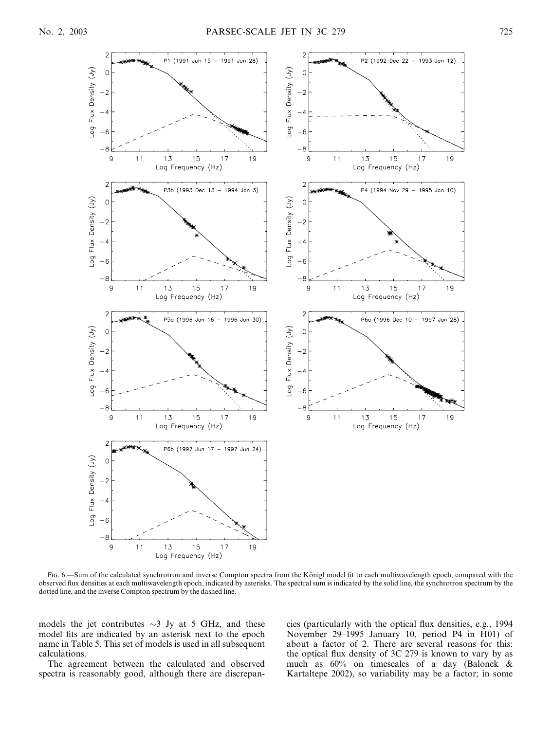Fig. 6.—Sum of the calculated synchrotron and inverse Compton spectra from the Königl model fit to each multiwavelength epoch, compared with the observed flux densities at each multiwavelength epoch, indicated by asterisks. The spectral sum is indicated by the solid line, the synchrotron spectrum by the dotted line, and the inverse Compton spectrum by the dashed line.

models the jet contributes ∼3 Jy at 5 GHz, and these model fits are indicated by an asterisk next to the epoch name in Table 5. This set of models is used in all subsequent calculations.

The agreement between the calculated and observed spectra is reasonably good, although there are discrepancies (particularly with the optical flux densities, e.g., 1994 November 29–1995 January 10, period P4 in H01) of about a factor of 2. There are several reasons for this: the optical flux density of 3C 279 is known to vary by as much as 60% on timescales of a day (Balonek & Kartaltepe 2002), so variability may be a factor; in some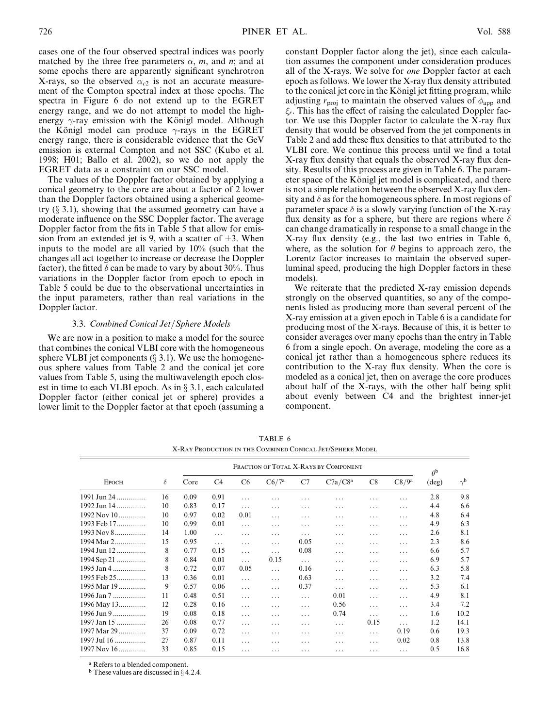cases one of the four observed spectral indices was poorly matched by the three free parameters $\alpha$, $m$, and $n$; and at some epochs there are apparently significant synchrotron X-rays, so the observed $\alpha_{c2}$ is not an accurate measurement of the Compton spectral index at those epochs. The spectra in Figure 6 do not extend up to the EGRET energy range, and we do not attempt to model the high-energy $\gamma$-ray emission with the Königl model. Although the Königl model can produce $\gamma$-rays in the EGRET energy range, there is considerable evidence that the GeV emission is external Compton and not SSC (Kubo et al. 1998; H01; Ballo et al. 2002), so we do not apply the EGRET data as a constraint on our SSC model.

The values of the Doppler factor obtained by applying a conical geometry to the core are about a factor of 2 lower than the Doppler factors obtained using a spherical geometry (§ 3.1), showing that the assumed geometry can have a moderate influence on the SSC Doppler factor. The average Doppler factor from the fits in Table 5 that allow for emission from an extended jet is 9, with a scatter of $\pm 3$. When inputs to the model are all varied by 10% (such that the changes all act together to increase or decrease the Doppler factor), the fitted $\delta$ can be made to vary by about 30%. Thus variations in the Doppler factor from epoch to epoch in Table 5 could be due to the observational uncertainties in the input parameters, rather than real variations in the Doppler factor.

### 3.3. *Combined Conical Jet/Sphere Models*

We are now in a position to make a model for the source that combines the conical VLBI core with the homogeneous sphere VLBI jet components (§ 3.1). We use the homogeneous sphere values from Table 2 and the conical jet core values from Table 5, using the multiwavelength epoch closest in time to each VLBI epoch. As in § 3.1, each calculated Doppler factor (either conical jet or sphere) provides a lower limit to the Doppler factor at that epoch (assuming a constant Doppler factor along the jet), since each calculation assumes the component under consideration produces all of the X-rays. We solve for *one* Doppler factor at each epoch as follows. We lower the X-ray flux density attributed to the conical jet core in the Königl jet fitting program, while adjusting $r_{proj}$ to maintain the observed values of $\phi_{app}$ and $\xi_r$. This has the effect of raising the calculated Doppler factor. We use this Doppler factor to calculate the X-ray flux density that would be observed from the jet components in Table 2 and add these flux densities to that attributed to the VLBI core. We continue this process until we find a total X-ray flux density that equals the observed X-ray flux density. Results of this process are given in Table 6. The parameter space of the Königl jet model is complicated, and there is not a simple relation between the observed X-ray flux density and $\delta$ as for the homogeneous sphere. In most regions of parameter space $\delta$ is a slowly varying function of the X-ray flux density as for a sphere, but there are regions where $\delta$ can change dramatically in response to a small change in the X-ray flux density (e.g., the last two entries in Table 6, where, as the solution for $\theta$ begins to approach zero, the Lorentz factor increases to maintain the observed superluminal speed, producing the high Doppler factors in these models).

We reiterate that the predicted X-ray emission depends strongly on the observed quantities, so any of the components listed as producing more than several percent of the X-ray emission at a given epoch in Table 6 is a candidate for producing most of the X-rays. Because of this, it is better to consider averages over many epochs than the entry in Table 6 from a single epoch. On average, modeling the core as a conical jet rather than a homogeneous sphere reduces its contribution to the X-ray flux density. When the core is modeled as a conical jet, then on average the core produces about half of the X-rays, with the other half being split about evenly between C4 and the brightest inner-jet component.

TABLE 6
X-Ray Production in the Combined Conical Jet/Sphere Model

| Epoch | $\delta$ | Fraction of Total X-Rays by Component | | | | | | | | $\theta$[b] (deg) | $\gamma$[b] |
|---|---|---|---|---|---|---|---|---|---|---|---|
| | | Core | C4 | C6 | C6/7[a] | C7 | C7a/C8[a] | C8 | C8/9[a] | | |
| 1991 Jun 24 | 16 | 0.09 | 0.91 | ... | ... | ... | ... | ... | ... | 2.8 | 9.8 |
| 1992 Jun 14 | 10 | 0.83 | 0.17 | ... | ... | ... | ... | ... | ... | 4.4 | 6.6 |
| 1992 Nov 10 | 10 | 0.97 | 0.02 | 0.01 | ... | ... | ... | ... | ... | 4.8 | 6.4 |
| 1993 Feb 17 | 10 | 0.99 | 0.01 | ... | ... | ... | ... | ... | ... | 4.9 | 6.3 |
| 1993 Nov 8 | 14 | 1.00 | ... | ... | ... | ... | ... | ... | ... | 2.6 | 8.1 |
| 1994 Mar 2 | 15 | 0.95 | ... | ... | ... | 0.05 | ... | ... | ... | 2.3 | 8.6 |
| 1994 Jun 12 | 8 | 0.77 | 0.15 | ... | ... | 0.08 | ... | ... | ... | 6.6 | 5.7 |
| 1994 Sep 21 | 8 | 0.84 | 0.01 | ... | 0.15 | ... | ... | ... | ... | 6.9 | 5.7 |
| 1995 Jan 4 | 8 | 0.72 | 0.07 | 0.05 | ... | 0.16 | ... | ... | ... | 6.3 | 5.8 |
| 1995 Feb 25 | 13 | 0.36 | 0.01 | ... | ... | 0.63 | ... | ... | ... | 3.2 | 7.4 |
| 1995 Mar 19 | 9 | 0.57 | 0.06 | ... | ... | 0.37 | ... | ... | ... | 5.3 | 6.1 |
| 1996 Jan 7 | 11 | 0.48 | 0.51 | ... | ... | ... | 0.01 | ... | ... | 4.9 | 8.1 |
| 1996 May 13 | 12 | 0.28 | 0.16 | ... | ... | ... | 0.56 | ... | ... | 3.4 | 7.2 |
| 1996 Jun 9 | 19 | 0.08 | 0.18 | ... | ... | ... | 0.74 | ... | ... | 1.6 | 10.2 |
| 1997 Jan 15 | 26 | 0.08 | 0.77 | ... | ... | ... | ... | 0.15 | ... | 1.2 | 14.1 |
| 1997 Mar 29 | 37 | 0.09 | 0.72 | ... | ... | ... | ... | ... | 0.19 | 0.6 | 19.3 |
| 1997 Jul 16 | 27 | 0.87 | 0.11 | ... | ... | ... | ... | ... | 0.02 | 0.8 | 13.8 |
| 1997 Nov 16 | 33 | 0.85 | 0.15 | ... | ... | ... | ... | ... | ... | 0.5 | 16.8 |

[a] Refers to a blended component.
[b] These values are discussed in § 4.2.4.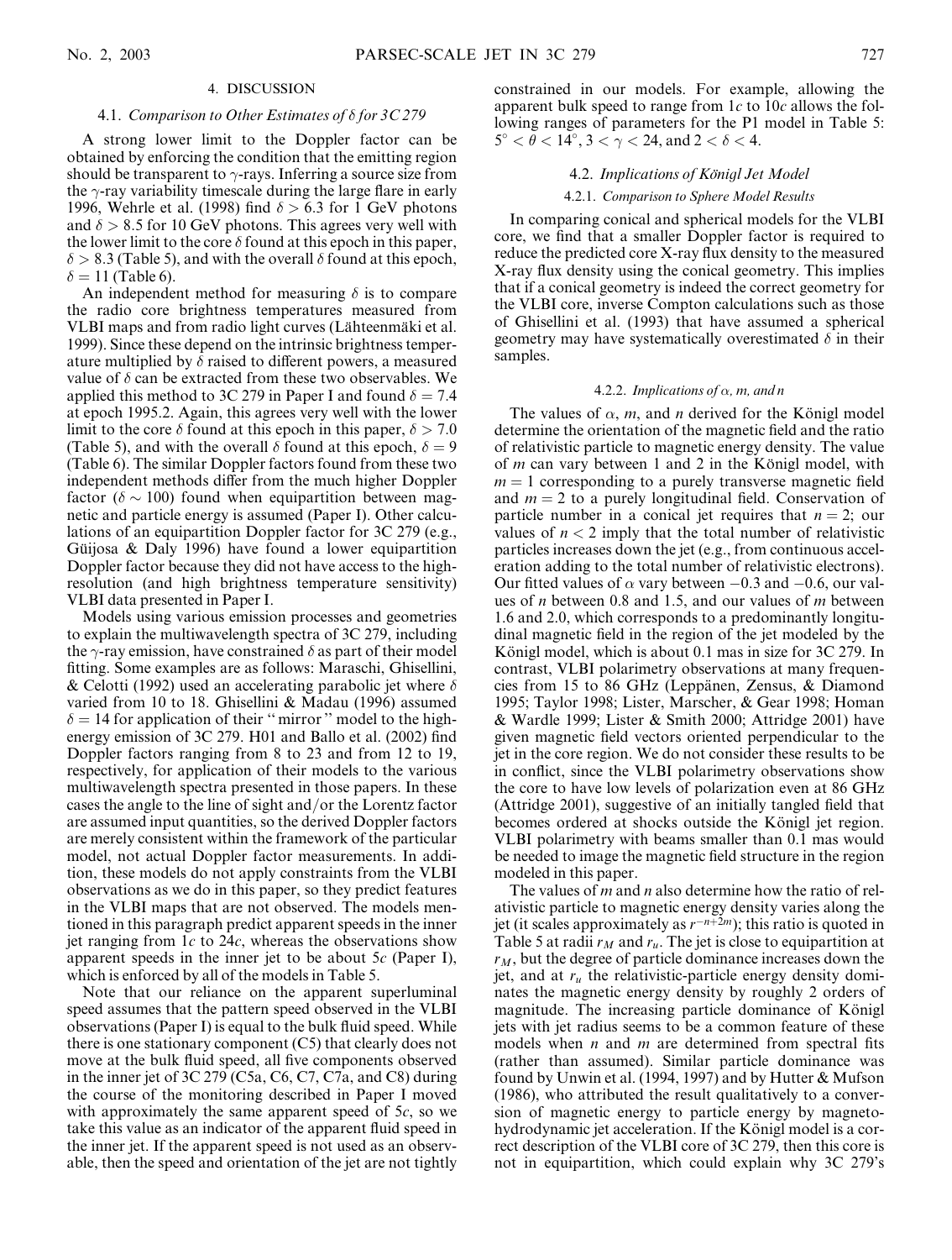## 4. DISCUSSION

### 4.1. *Comparison to Other Estimates of δ for 3C 279*

A strong lower limit to the Doppler factor can be obtained by enforcing the condition that the emitting region should be transparent to $\gamma$-rays. Inferring a source size from the $\gamma$-ray variability timescale during the large flare in early 1996, Wehrle et al. (1998) find $\delta > 6.3$ for 1 GeV photons and $\delta > 8.5$ for 10 GeV photons. This agrees very well with the lower limit to the core $\delta$ found at this epoch in this paper, $\delta > 8.3$ (Table 5), and with the overall $\delta$ found at this epoch, $\delta = 11$ (Table 6).

An independent method for measuring $\delta$ is to compare the radio core brightness temperatures measured from VLBI maps and from radio light curves (Lähteenmäki et al. 1999). Since these depend on the intrinsic brightness temperature multiplied by $\delta$ raised to different powers, a measured value of $\delta$ can be extracted from these two observables. We applied this method to 3C 279 in Paper I and found $\delta = 7.4$ at epoch 1995.2. Again, this agrees very well with the lower limit to the core $\delta$ found at this epoch in this paper, $\delta > 7.0$ (Table 5), and with the overall $\delta$ found at this epoch, $\delta = 9$ (Table 6). The similar Doppler factors found from these two independent methods differ from the much higher Doppler factor ($\delta \sim 100$) found when equipartition between magnetic and particle energy is assumed (Paper I). Other calculations of an equipartition Doppler factor for 3C 279 (e.g., Güijosa & Daly 1996) have found a lower equipartition Doppler factor because they did not have access to the high-resolution (and high brightness temperature sensitivity) VLBI data presented in Paper I.

Models using various emission processes and geometries to explain the multiwavelength spectra of 3C 279, including the $\gamma$-ray emission, have constrained $\delta$ as part of their model fitting. Some examples are as follows: Maraschi, Ghisellini, & Celotti (1992) used an accelerating parabolic jet where $\delta$ varied from 10 to 18. Ghisellini & Madau (1996) assumed $\delta = 14$ for application of their "mirror" model to the high-energy emission of 3C 279. H01 and Ballo et al. (2002) find Doppler factors ranging from 8 to 23 and from 12 to 19, respectively, for application of their models to the various multiwavelength spectra presented in those papers. In these cases the angle to the line of sight and/or the Lorentz factor are assumed input quantities, so the derived Doppler factors are merely consistent within the framework of the particular model, not actual Doppler factor measurements. In addition, these models do not apply constraints from the VLBI observations as we do in this paper, so they predict features in the VLBI maps that are not observed. The models mentioned in this paragraph predict apparent speeds in the inner jet ranging from $1c$ to $24c$, whereas the observations show apparent speeds in the inner jet to be about $5c$ (Paper I), which is enforced by all of the models in Table 5.

Note that our reliance on the apparent superluminal speed assumes that the pattern speed observed in the VLBI observations (Paper I) is equal to the bulk fluid speed. While there is one stationary component (C5) that clearly does not move at the bulk fluid speed, all five components observed in the inner jet of 3C 279 (C5a, C6, C7, C7a, and C8) during the course of the monitoring described in Paper I moved with approximately the same apparent speed of $5c$, so we take this value as an indicator of the apparent fluid speed in the inner jet. If the apparent speed is not used as an observable, then the speed and orientation of the jet are not tightly constrained in our models. For example, allowing the apparent bulk speed to range from $1c$ to $10c$ allows the following ranges of parameters for the P1 model in Table 5: $5° < \theta < 14°$, $3 < \gamma < 24$, and $2 < \delta < 4$.

### 4.2. *Implications of Königl Jet Model*

#### 4.2.1. *Comparison to Sphere Model Results*

In comparing conical and spherical models for the VLBI core, we find that a smaller Doppler factor is required to reduce the predicted core X-ray flux density to the measured X-ray flux density using the conical geometry. This implies that if a conical geometry is indeed the correct geometry for the VLBI core, inverse Compton calculations such as those of Ghisellini et al. (1993) that have assumed a spherical geometry may have systematically overestimated $\delta$ in their samples.

#### 4.2.2. *Implications of α, m, and n*

The values of $\alpha$, $m$, and $n$ derived for the Königl model determine the orientation of the magnetic field and the ratio of relativistic particle to magnetic energy density. The value of $m$ can vary between 1 and 2 in the Königl model, with $m = 1$ corresponding to a purely transverse magnetic field and $m = 2$ to a purely longitudinal field. Conservation of particle number in a conical jet requires that $n = 2$; our values of $n < 2$ imply that the total number of relativistic particles increases down the jet (e.g., from continuous acceleration adding to the total number of relativistic electrons). Our fitted values of $\alpha$ vary between $-0.3$ and $-0.6$, our values of $n$ between 0.8 and 1.5, and our values of $m$ between 1.6 and 2.0, which corresponds to a predominantly longitudinal magnetic field in the region of the jet modeled by the Königl model, which is about 0.1 mas in size for 3C 279. In contrast, VLBI polarimetry observations at many frequencies from 15 to 86 GHz (Leppänen, Zensus, & Diamond 1995; Taylor 1998; Lister, Marscher, & Gear 1998; Homan & Wardle 1999; Lister & Smith 2000; Attridge 2001) have given magnetic field vectors oriented perpendicular to the jet in the core region. We do not consider these results to be in conflict, since the VLBI polarimetry observations show the core to have low levels of polarization even at 86 GHz (Attridge 2001), suggestive of an initially tangled field that becomes ordered at shocks outside the Königl jet region. VLBI polarimetry with beams smaller than 0.1 mas would be needed to image the magnetic field structure in the region modeled in this paper.

The values of $m$ and $n$ also determine how the ratio of relativistic particle to magnetic energy density varies along the jet (it scales approximately as $r^{-n+2m}$); this ratio is quoted in Table 5 at radii $r_M$ and $r_u$. The jet is close to equipartition at $r_M$, but the degree of particle dominance increases down the jet, and at $r_u$ the relativistic-particle energy density dominates the magnetic energy density by roughly 2 orders of magnitude. The increasing particle dominance of Königl jets with jet radius seems to be a common feature of these models when $n$ and $m$ are determined from spectral fits (rather than assumed). Similar particle dominance was found by Unwin et al. (1994, 1997) and by Hutter & Mufson (1986), who attributed the result qualitatively to a conversion of magnetic energy to particle energy by magnetohydrodynamic jet acceleration. If the Königl model is a correct description of the VLBI core of 3C 279, then this core is not in equipartition, which could explain why 3C 279's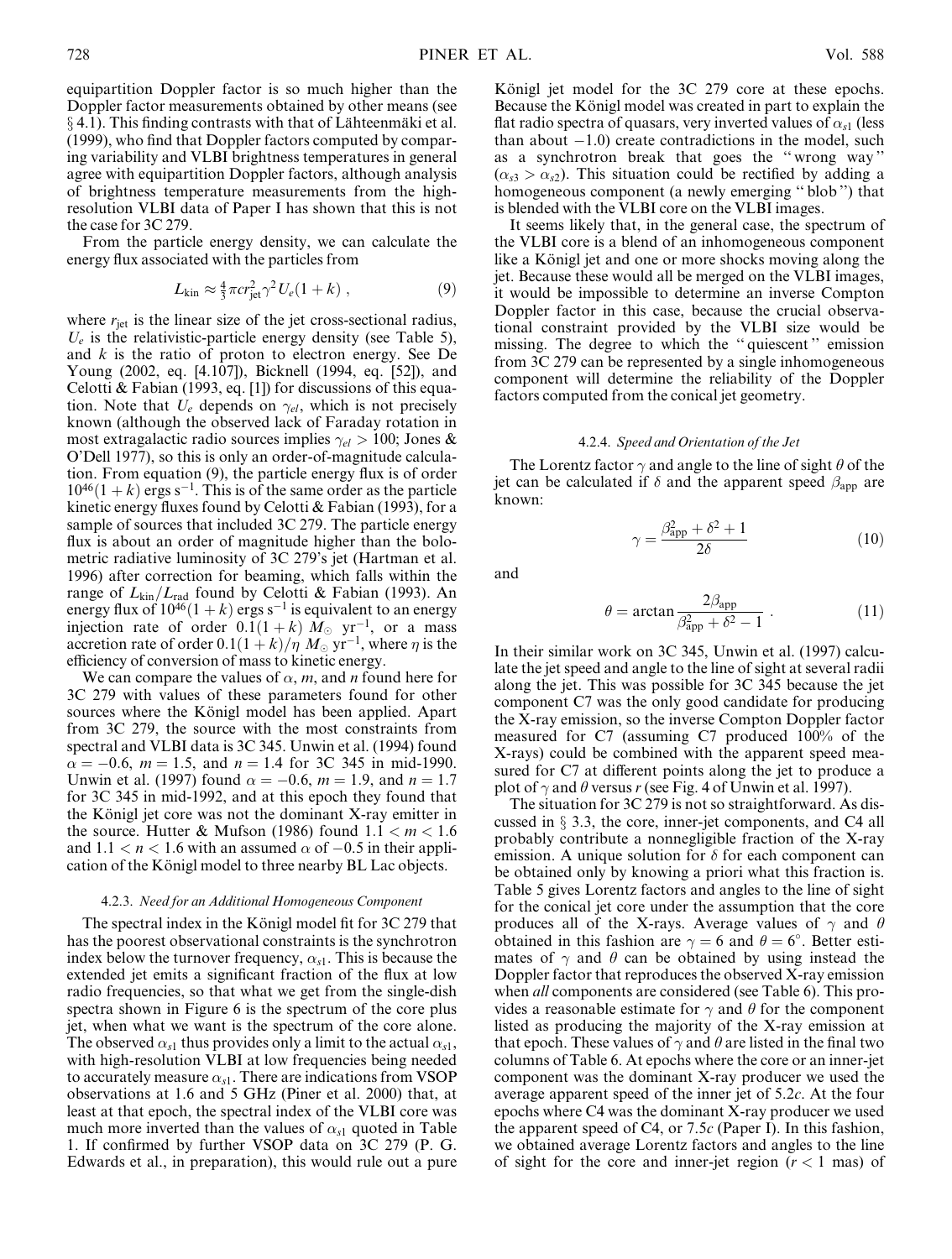equipartition Doppler factor is so much higher than the Doppler factor measurements obtained by other means (see § 4.1). This finding contrasts with that of Lähteenmäki et al. (1999), who find that Doppler factors computed by comparing variability and VLBI brightness temperatures in general agree with equipartition Doppler factors, although analysis of brightness temperature measurements from the high-resolution VLBI data of Paper I has shown that this is not the case for 3C 279.

From the particle energy density, we can calculate the energy flux associated with the particles from

$$L_{\rm kin} \approx \tfrac{4}{3}\pi c r_{\rm jet}^2 \gamma^2 U_e (1+k) , \tag{9}$$

where $r_{\rm jet}$ is the linear size of the jet cross-sectional radius, $U_e$ is the relativistic-particle energy density (see Table 5), and $k$ is the ratio of proton to electron energy. See De Young (2002, eq. [4.107]), Bicknell (1994, eq. [52]), and Celotti & Fabian (1993, eq. [1]) for discussions of this equation. Note that $U_e$ depends on $\gamma_{el}$, which is not precisely known (although the observed lack of Faraday rotation in most extragalactic radio sources implies $\gamma_{el} > 100$; Jones & O'Dell 1977), so this is only an order-of-magnitude calculation. From equation (9), the particle energy flux is of order $10^{46}(1+k)$ ergs s$^{-1}$. This is of the same order as the particle kinetic energy fluxes found by Celotti & Fabian (1993), for a sample of sources that included 3C 279. The particle energy flux is about an order of magnitude higher than the bolometric radiative luminosity of 3C 279's jet (Hartman et al. 1996) after correction for beaming, which falls within the range of $L_{\rm kin}/L_{\rm rad}$ found by Celotti & Fabian (1993). An energy flux of $10^{46}(1+k)$ ergs s$^{-1}$ is equivalent to an energy injection rate of order $0.1(1+k)$ $M_\odot$ yr$^{-1}$, or a mass accretion rate of order $0.1(1+k)/\eta$ $M_\odot$ yr$^{-1}$, where $\eta$ is the efficiency of conversion of mass to kinetic energy.

We can compare the values of $\alpha$, $m$, and $n$ found here for 3C 279 with values of these parameters found for other sources where the Königl model has been applied. Apart from 3C 279, the source with the most constraints from spectral and VLBI data is 3C 345. Unwin et al. (1994) found $\alpha = -0.6$, $m = 1.5$, and $n = 1.4$ for 3C 345 in mid-1990. Unwin et al. (1997) found $\alpha = -0.6$, $m = 1.9$, and $n = 1.7$ for 3C 345 in mid-1992, and at this epoch they found that the Königl jet core was not the dominant X-ray emitter in the source. Hutter & Mufson (1986) found $1.1 < m < 1.6$ and $1.1 < n < 1.6$ with an assumed $\alpha$ of $-0.5$ in their application of the Königl model to three nearby BL Lac objects.

#### 4.2.3. *Need for an Additional Homogeneous Component*

The spectral index in the Königl model fit for 3C 279 that has the poorest observational constraints is the synchrotron index below the turnover frequency, $\alpha_{s1}$. This is because the extended jet emits a significant fraction of the flux at low radio frequencies, so that what we get from the single-dish spectra shown in Figure 6 is the spectrum of the core plus jet, when what we want is the spectrum of the core alone. The observed $\alpha_{s1}$ thus provides only a limit to the actual $\alpha_{s1}$, with high-resolution VLBI at low frequencies being needed to accurately measure $\alpha_{s1}$. There are indications from VSOP observations at 1.6 and 5 GHz (Piner et al. 2000) that, at least at that epoch, the spectral index of the VLBI core was much more inverted than the values of $\alpha_{s1}$ quoted in Table 1. If confirmed by further VSOP data on 3C 279 (P. G. Edwards et al., in preparation), this would rule out a pure Königl jet model for the 3C 279 core at these epochs. Because the Königl model was created in part to explain the flat radio spectra of quasars, very inverted values of $\alpha_{s1}$ (less than about $-1.0$) create contradictions in the model, such as a synchrotron break that goes the "wrong way" ($\alpha_{s3} > \alpha_{s2}$). This situation could be rectified by adding a homogeneous component (a newly emerging "blob") that is blended with the VLBI core on the VLBI images.

It seems likely that, in the general case, the spectrum of the VLBI core is a blend of an inhomogeneous component like a Königl jet and one or more shocks moving along the jet. Because these would all be merged on the VLBI images, it would be impossible to determine an inverse Compton Doppler factor in this case, because the crucial observational constraint provided by the VLBI size would be missing. The degree to which the "quiescent" emission from 3C 279 can be represented by a single inhomogeneous component will determine the reliability of the Doppler factors computed from the conical jet geometry.

#### 4.2.4. *Speed and Orientation of the Jet*

The Lorentz factor $\gamma$ and angle to the line of sight $\theta$ of the jet can be calculated if $\delta$ and the apparent speed $\beta_{\rm app}$ are known:

$$\gamma = \frac{\beta_{\rm app}^2 + \delta^2 + 1}{2\delta} \tag{10}$$

and

$$\theta = \arctan \frac{2\beta_{\rm app}}{\beta_{\rm app}^2 + \delta^2 - 1} . \tag{11}$$

In their similar work on 3C 345, Unwin et al. (1997) calculate the jet speed and angle to the line of sight at several radii along the jet. This was possible for 3C 345 because the jet component C7 was the only good candidate for producing the X-ray emission, so the inverse Compton Doppler factor measured for C7 (assuming C7 produced 100% of the X-rays) could be combined with the apparent speed measured for C7 at different points along the jet to produce a plot of $\gamma$ and $\theta$ versus $r$ (see Fig. 4 of Unwin et al. 1997).

The situation for 3C 279 is not so straightforward. As discussed in § 3.3, the core, inner-jet components, and C4 all probably contribute a nonnegligible fraction of the X-ray emission. A unique solution for $\delta$ for each component can be obtained only by knowing a priori what this fraction is. Table 5 gives Lorentz factors and angles to the line of sight for the conical jet core under the assumption that the core produces all of the X-rays. Average values of $\gamma$ and $\theta$ obtained in this fashion are $\gamma = 6$ and $\theta = 6°$. Better estimates of $\gamma$ and $\theta$ can be obtained by using instead the Doppler factor that reproduces the observed X-ray emission when *all* components are considered (see Table 6). This provides a reasonable estimate for $\gamma$ and $\theta$ for the component listed as producing the majority of the X-ray emission at that epoch. These values of $\gamma$ and $\theta$ are listed in the final two columns of Table 6. At epochs where the core or an inner-jet component was the dominant X-ray producer we used the average apparent speed of the inner jet of 5.2$c$. At the four epochs where C4 was the dominant X-ray producer we used the apparent speed of C4, or 7.5$c$ (Paper I). In this fashion, we obtained average Lorentz factors and angles to the line of sight for the core and inner-jet region ($r < 1$ mas) of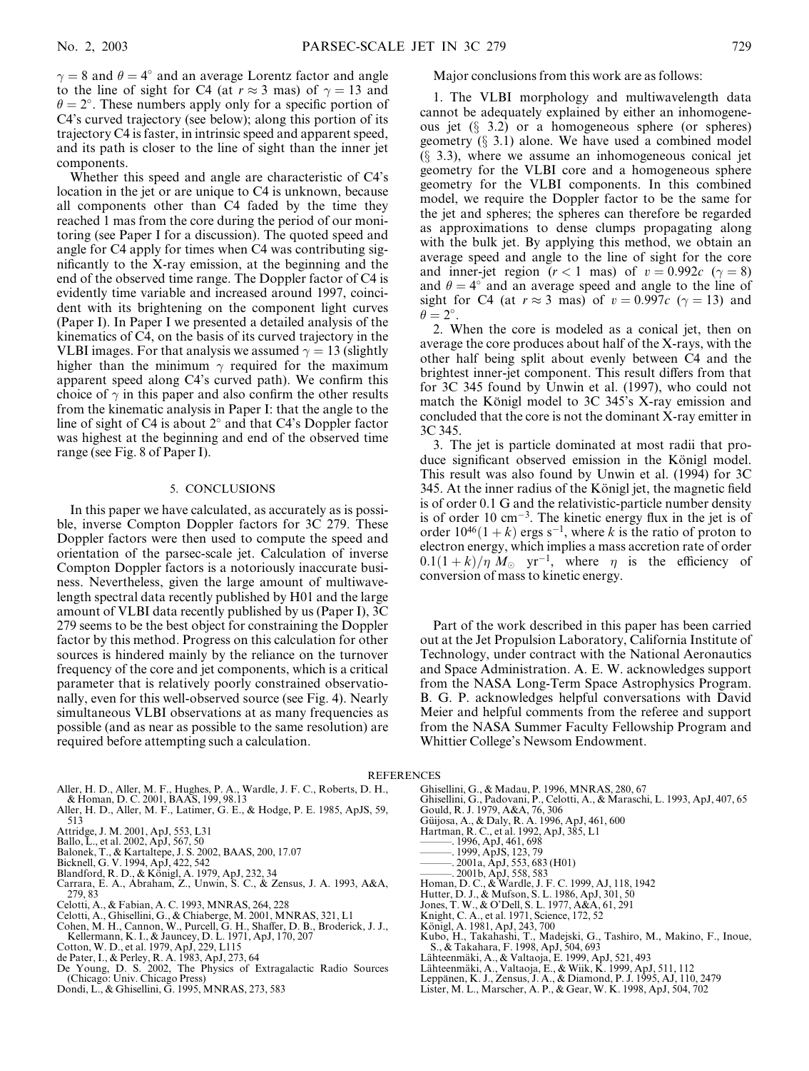$\gamma = 8$ and $\theta = 4°$ and an average Lorentz factor and angle to the line of sight for C4 (at $r \approx 3$ mas) of $\gamma = 13$ and $\theta = 2°$. These numbers apply only for a specific portion of C4's curved trajectory (see below); along this portion of its trajectory C4 is faster, in intrinsic speed and apparent speed, and its path is closer to the line of sight than the inner jet components.

Whether this speed and angle are characteristic of C4's location in the jet or are unique to C4 is unknown, because all components other than C4 faded by the time they reached 1 mas from the core during the period of our monitoring (see Paper I for a discussion). The quoted speed and angle for C4 apply for times when C4 was contributing significantly to the X-ray emission, at the beginning and the end of the observed time range. The Doppler factor of C4 is evidently time variable and increased around 1997, coincident with its brightening on the component light curves (Paper I). In Paper I we presented a detailed analysis of the kinematics of C4, on the basis of its curved trajectory in the VLBI images. For that analysis we assumed $\gamma = 13$ (slightly higher than the minimum $\gamma$ required for the maximum apparent speed along C4's curved path). We confirm this choice of $\gamma$ in this paper and also confirm the other results from the kinematic analysis in Paper I: that the angle to the line of sight of C4 is about 2° and that C4's Doppler factor was highest at the beginning and end of the observed time range (see Fig. 8 of Paper I).

## 5. CONCLUSIONS

In this paper we have calculated, as accurately as is possible, inverse Compton Doppler factors for 3C 279. These Doppler factors were then used to compute the speed and orientation of the parsec-scale jet. Calculation of inverse Compton Doppler factors is a notoriously inaccurate business. Nevertheless, given the large amount of multiwavelength spectral data recently published by H01 and the large amount of VLBI data recently published by us (Paper I), 3C 279 seems to be the best object for constraining the Doppler factor by this method. Progress on this calculation for other sources is hindered mainly by the reliance on the turnover frequency of the core and jet components, which is a critical parameter that is relatively poorly constrained observationally, even for this well-observed source (see Fig. 4). Nearly simultaneous VLBI observations at as many frequencies as possible (and as near as possible to the same resolution) are required before attempting such a calculation.

Major conclusions from this work are as follows:

1. The VLBI morphology and multiwavelength data cannot be adequately explained by either an inhomogeneous jet (§ 3.2) or a homogeneous sphere (or spheres) geometry (§ 3.1) alone. We have used a combined model (§ 3.3), where we assume an inhomogeneous conical jet geometry for the VLBI core and a homogeneous sphere geometry for the VLBI components. In this combined model, we require the Doppler factor to be the same for the jet and spheres; the spheres can therefore be regarded as approximations to dense clumps propagating along with the bulk jet. By applying this method, we obtain an average speed and angle to the line of sight for the core and inner-jet region ($r < 1$ mas) of $v = 0.992c$ ($\gamma = 8$) and $\theta = 4°$ and an average speed and angle to the line of sight for C4 (at $r \approx 3$ mas) of $v = 0.997c$ ($\gamma = 13$) and $\theta = 2°$.

2. When the core is modeled as a conical jet, then on average the core produces about half of the X-rays, with the other half being split about evenly between C4 and the brightest inner-jet component. This result differs from that for 3C 345 found by Unwin et al. (1997), who could not match the Königl model to 3C 345's X-ray emission and concluded that the core is not the dominant X-ray emitter in 3C 345.

3. The jet is particle dominated at most radii that produce significant observed emission in the Königl model. This result was also found by Unwin et al. (1994) for 3C 345. At the inner radius of the Königl jet, the magnetic field is of order 0.1 G and the relativistic-particle number density is of order 10 cm$^{-3}$. The kinetic energy flux in the jet is of order $10^{46}(1 + k)$ ergs s$^{-1}$, where $k$ is the ratio of proton to electron energy, which implies a mass accretion rate of order $0.1(1 + k)/\eta\ M_{\odot}$ yr$^{-1}$, where $\eta$ is the efficiency of conversion of mass to kinetic energy.

Part of the work described in this paper has been carried out at the Jet Propulsion Laboratory, California Institute of Technology, under contract with the National Aeronautics and Space Administration. A. E. W. acknowledges support from the NASA Long-Term Space Astrophysics Program. B. G. P. acknowledges helpful conversations with David Meier and helpful comments from the referee and support from the NASA Summer Faculty Fellowship Program and Whittier College's Newsom Endowment.

## REFERENCES

Aller, H. D., Aller, M. F., Hughes, P. A., Wardle, J. F. C., Roberts, D. H., & Homan, D. C. 2001, BAAS, 199, 98.13
Aller, H. D., Aller, M. F., Latimer, G. E., & Hodge, P. E. 1985, ApJS, 59, 513
Attridge, J. M. 2001, ApJ, 553, L31
Ballo, L., et al. 2002, ApJ, 567, 50
Balonek, T., & Kartaltepe, J. S. 2002, BAAS, 200, 17.07
Bicknell, G. V. 1994, ApJ, 422, 542
Blandford, R. D., & Königl, A. 1979, ApJ, 232, 34
Carrara, E. A., Abraham, Z., Unwin, S. C., & Zensus, J. A. 1993, A&A, 279, 83
Celotti, A., & Fabian, A. C. 1993, MNRAS, 264, 228
Celotti, A., Ghisellini, G., & Chiaberge, M. 2001, MNRAS, 321, L1
Cohen, M. H., Cannon, W., Purcell, G. H., Shaffer, D. B., Broderick, J. J., Kellermann, K. I., & Jauncey, D. L. 1971, ApJ, 170, 207
Cotton, W. D., et al. 1979, ApJ, 229, L115
de Pater, I., & Perley, R. A. 1983, ApJ, 273, 64
De Young, D. S. 2002, The Physics of Extragalactic Radio Sources (Chicago: Univ. Chicago Press)
Dondi, L., & Ghisellini, G. 1995, MNRAS, 273, 583
Ghisellini, G., & Madau, P. 1996, MNRAS, 280, 67
Ghisellini, G., Padovani, P., Celotti, A., & Maraschi, L. 1993, ApJ, 407, 65
Gould, R. J. 1979, A&A, 76, 306
Güijosa, A., & Daly, R. A. 1996, ApJ, 461, 600
Hartman, R. C., et al. 1992, ApJ, 385, L1
———. 1996, ApJ, 461, 698
———. 1999, ApJS, 123, 79
———. 2001a, ApJ, 553, 683 (H01)
———. 2001b, ApJ, 558, 583
Homan, D. C., & Wardle, J. F. C. 1999, AJ, 118, 1942
Hutter, D. J., & Mufson, S. L. 1986, ApJ, 301, 50
Jones, T. W., & O'Dell, S. L. 1977, A&A, 61, 291
Knight, C. A., et al. 1971, Science, 172, 52
Königl, A. 1981, ApJ, 243, 700
Kubo, H., Takahashi, T., Madejski, G., Tashiro, M., Makino, F., Inoue, S., & Takahara, F. 1998, ApJ, 504, 693
Lähteenmäki, A., & Valtaoja, E. 1999, ApJ, 521, 493
Lähteenmäki, A., Valtaoja, E., & Wiik, K. 1999, ApJ, 511, 112
Leppänen, K. J., Zensus, J. A., & Diamond, P. J. 1995, AJ, 110, 2479
Lister, M. L., Marscher, A. P., & Gear, W. K. 1998, ApJ, 504, 702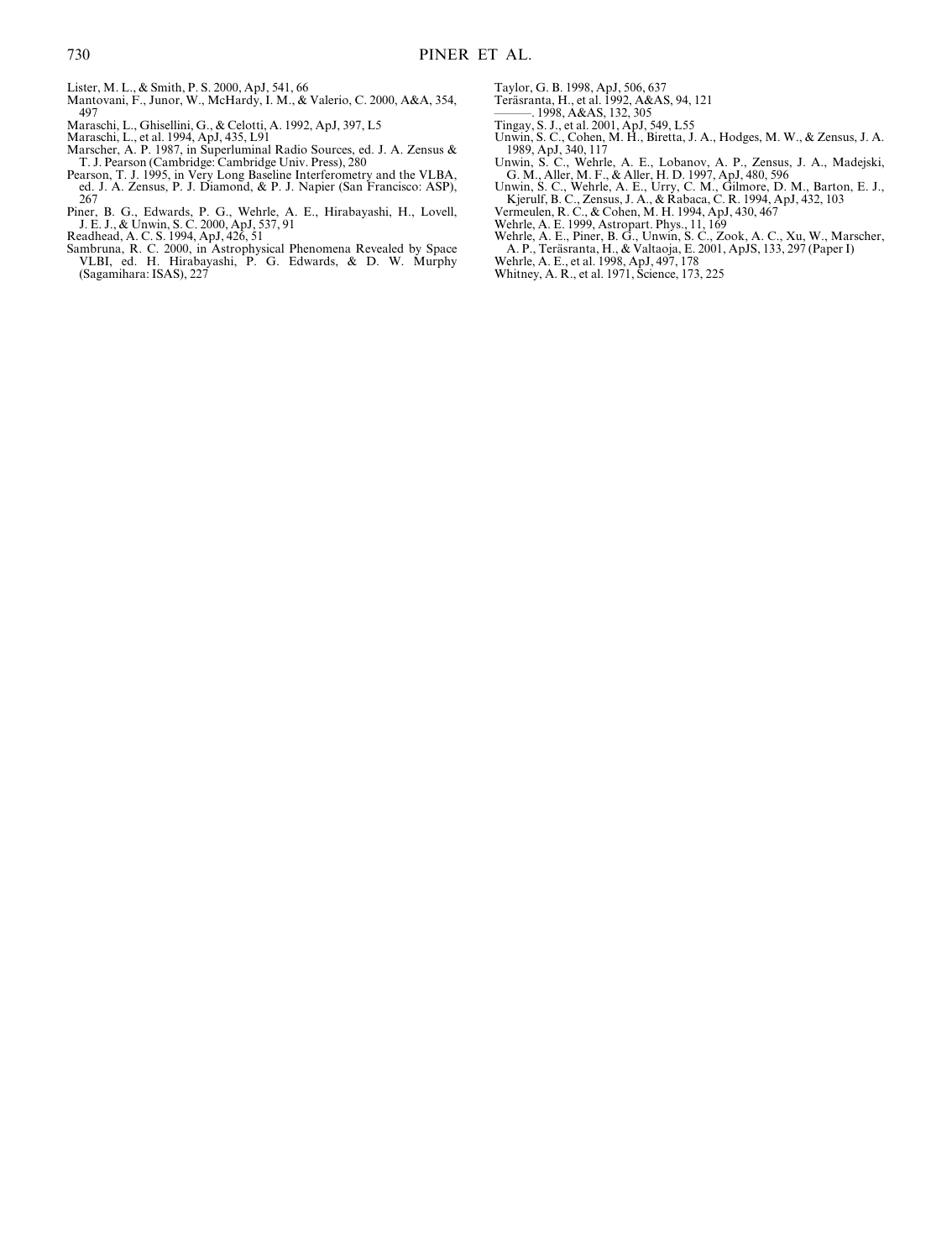Lister, M. L., & Smith, P. S. 2000, ApJ, 541, 66

Mantovani, F., Junor, W., McHardy, I. M., & Valerio, C. 2000, A&A, 354, 497

Maraschi, L., Ghisellini, G., & Celotti, A. 1992, ApJ, 397, L5

Maraschi, L., et al. 1994, ApJ, 435, L91

Marscher, A. P. 1987, in Superluminal Radio Sources, ed. J. A. Zensus & T. J. Pearson (Cambridge: Cambridge Univ. Press), 280

Pearson, T. J. 1995, in Very Long Baseline Interferometry and the VLBA, ed. J. A. Zensus, P. J. Diamond, & P. J. Napier (San Francisco: ASP), 267

Piner, B. G., Edwards, P. G., Wehrle, A. E., Hirabayashi, H., Lovell, J. E. J., & Unwin, S. C. 2000, ApJ, 537, 91

Readhead, A. C. S. 1994, ApJ, 426, 51

Sambruna, R. C. 2000, in Astrophysical Phenomena Revealed by Space VLBI, ed. H. Hirabayashi, P. G. Edwards, & D. W. Murphy (Sagamihara: ISAS), 227

Taylor, G. B. 1998, ApJ, 506, 637

Teräsranta, H., et al. 1992, A&AS, 94, 121

———. 1998, A&AS, 132, 305

Tingay, S. J., et al. 2001, ApJ, 549, L55

Unwin, S. C., Cohen, M. H., Biretta, J. A., Hodges, M. W., & Zensus, J. A. 1989, ApJ, 340, 117

Unwin, S. C., Wehrle, A. E., Lobanov, A. P., Zensus, J. A., Madejski, G. M., Aller, M. F., & Aller, H. D. 1997, ApJ, 480, 596

Unwin, S. C., Wehrle, A. E., Urry, C. M., Gilmore, D. M., Barton, E. J., Kjerulf, B. C., Zensus, J. A., & Rabaca, C. R. 1994, ApJ, 432, 103

Vermeulen, R. C., & Cohen, M. H. 1994, ApJ, 430, 467

Wehrle, A. E. 1999, Astropart. Phys., 11, 169

Wehrle, A. E., Piner, B. G., Unwin, S. C., Zook, A. C., Xu, W., Marscher, A. P., Teräsranta, H., & Valtaoja, E. 2001, ApJS, 133, 297 (Paper I)

Wehrle, A. E., et al. 1998, ApJ, 497, 178

Whitney, A. R., et al. 1971, Science, 173, 225